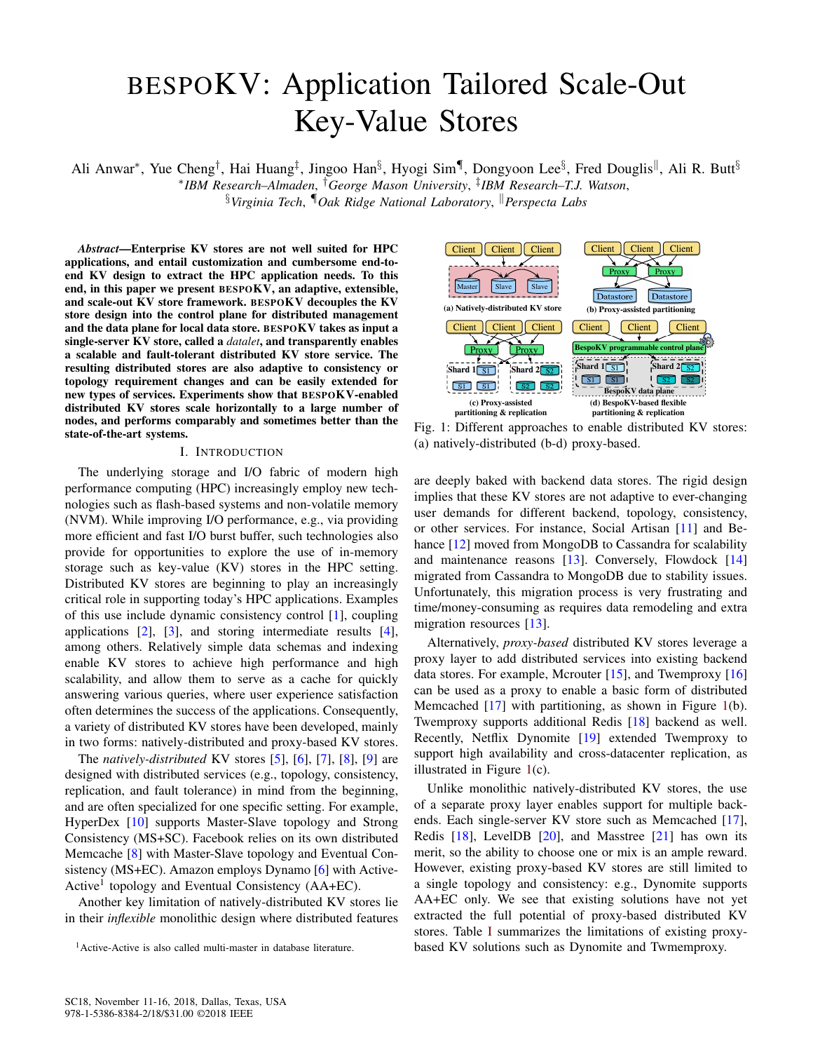# BESPOKV: Application Tailored Scale-Out Key-Value Stores

Ali Anwar*, Yue Cheng†, Hai Huang‡, Jingoo Han§, Hyogi Sim¶, Dongyoon Lee§, Fred Douglis‖, Ali R. Butt§

*IBM Research–Almaden, †George Mason University, ‡IBM Research–T.J. Watson,
§Virginia Tech, ¶Oak Ridge National Laboratory, ‖Perspecta Labs

***Abstract*—Enterprise KV stores are not well suited for HPC applications, and entail customization and cumbersome end-to-end KV design to extract the HPC application needs. To this end, in this paper we present BESPOKV, an adaptive, extensible, and scale-out KV store framework. BESPOKV decouples the KV store design into the control plane for distributed management and the data plane for local data store. BESPOKV takes as input a single-server KV store, called a *datalet*, and transparently enables a scalable and fault-tolerant distributed KV store service. The resulting distributed stores are also adaptive to consistency or topology requirement changes and can be easily extended for new types of services. Experiments show that BESPOKV-enabled distributed KV stores scale horizontally to a large number of nodes, and performs comparably and sometimes better than the state-of-the-art systems.**

## I. Introduction

The underlying storage and I/O fabric of modern high performance computing (HPC) increasingly employ new technologies such as flash-based systems and non-volatile memory (NVM). While improving I/O performance, e.g., via providing more efficient and fast I/O burst buffer, such technologies also provide for opportunities to explore the use of in-memory storage such as key-value (KV) stores in the HPC setting. Distributed KV stores are beginning to play an increasingly critical role in supporting today's HPC applications. Examples of this use include dynamic consistency control [1], coupling applications [2], [3], and storing intermediate results [4], among others. Relatively simple data schemas and indexing enable KV stores to achieve high performance and high scalability, and allow them to serve as a cache for quickly answering various queries, where user experience satisfaction often determines the success of the applications. Consequently, a variety of distributed KV stores have been developed, mainly in two forms: natively-distributed and proxy-based KV stores.

The *natively-distributed* KV stores [5], [6], [7], [8], [9] are designed with distributed services (e.g., topology, consistency, replication, and fault tolerance) in mind from the beginning, and are often specialized for one specific setting. For example, HyperDex [10] supports Master-Slave topology and Strong Consistency (MS+SC). Facebook relies on its own distributed Memcache [8] with Master-Slave topology and Eventual Consistency (MS+EC). Amazon employs Dynamo [6] with Active-Active[1] topology and Eventual Consistency (AA+EC).

Another key limitation of natively-distributed KV stores lie in their *inflexible* monolithic design where distributed features are deeply baked with backend data stores. The rigid design implies that these KV stores are not adaptive to ever-changing user demands for different backend, topology, consistency, or other services. For instance, Social Artisan [11] and Behance [12] moved from MongoDB to Cassandra for scalability and maintenance reasons [13]. Conversely, Flowdock [14] migrated from Cassandra to MongoDB due to stability issues. Unfortunately, this migration process is very frustrating and time/money-consuming as requires data remodeling and extra migration resources [13].

Fig. 1: Different approaches to enable distributed KV stores: (a) natively-distributed (b-d) proxy-based.

Alternatively, *proxy-based* distributed KV stores leverage a proxy layer to add distributed services into existing backend data stores. For example, Mcrouter [15], and Twemproxy [16] can be used as a proxy to enable a basic form of distributed Memcached [17] with partitioning, as shown in Figure 1(b). Twemproxy supports additional Redis [18] backend as well. Recently, Netflix Dynomite [19] extended Twemproxy to support high availability and cross-datacenter replication, as illustrated in Figure 1(c).

Unlike monolithic natively-distributed KV stores, the use of a separate proxy layer enables support for multiple backends. Each single-server KV store such as Memcached [17], Redis [18], LevelDB [20], and Masstree [21] has own its merit, so the ability to choose one or mix is an ample reward. However, existing proxy-based KV stores are still limited to a single topology and consistency: e.g., Dynomite supports AA+EC only. We see that existing solutions have not yet extracted the full potential of proxy-based distributed KV stores. Table I summarizes the limitations of existing proxy-based KV solutions such as Dynomite and Twemenproxy.

[1] Active-Active is also called multi-master in database literature.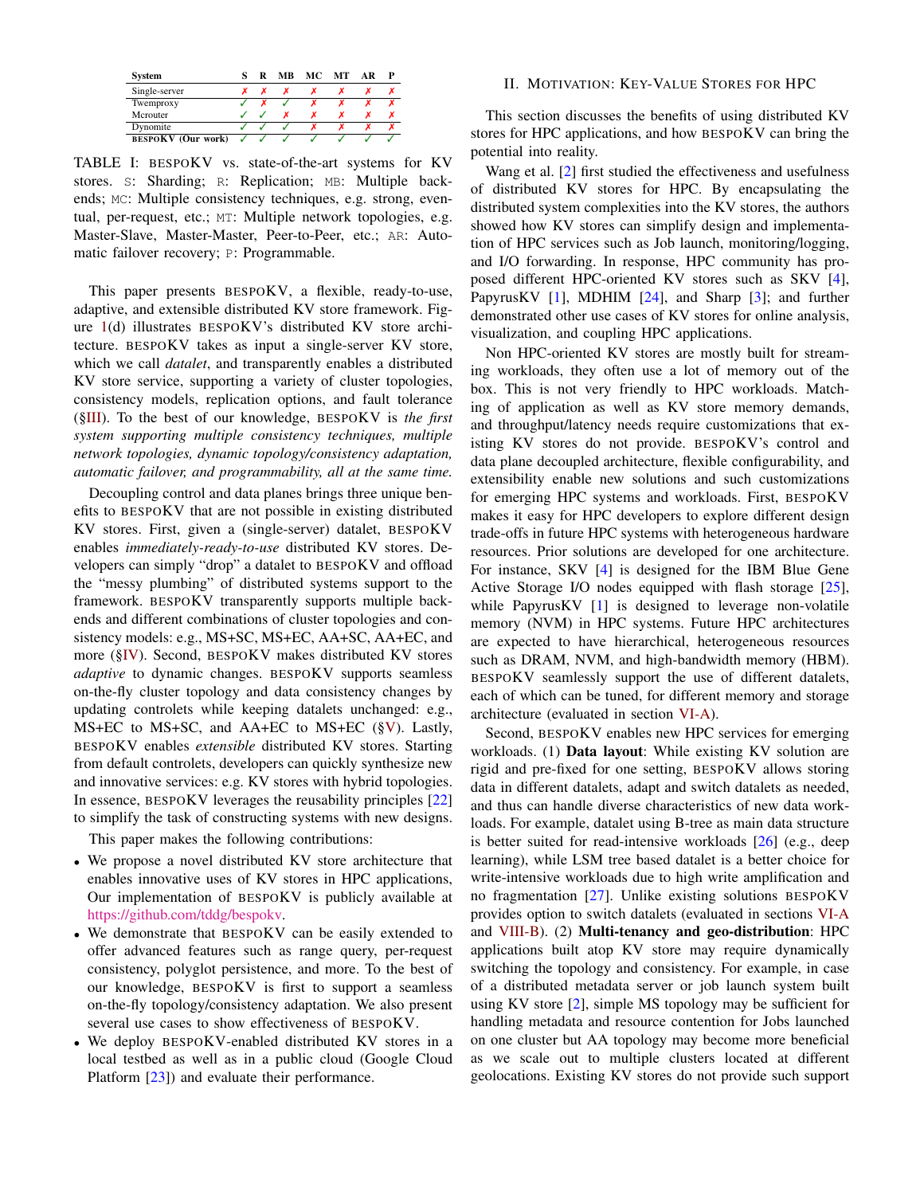| System | S | R | MB | MC | MT | AR | P |
|---|---|---|---|---|---|---|---|
| Single-server | ✗ | ✗ | ✗ | ✗ | ✗ | ✗ | ✗ |
| Twemproxy | ✓ | ✗ | ✓ | ✗ | ✗ | ✗ | ✗ |
| Mcrouter | ✓ | ✓ | ✗ | ✗ | ✗ | ✗ | ✗ |
| Dynomite | ✓ | ✓ | ✓ | ✗ | ✗ | ✗ | ✗ |
| **BESPOKV (Our work)** | ✓ | ✓ | ✓ | ✓ | ✓ | ✓ | ✓ |

TABLE I: BESPOKV vs. state-of-the-art systems for KV stores. S: Sharding; R: Replication; MB: Multiple backends; MC: Multiple consistency techniques, e.g. strong, eventual, per-request, etc.; MT: Multiple network topologies, e.g. Master-Slave, Master-Master, Peer-to-Peer, etc.; AR: Automatic failover recovery; P: Programmable.

This paper presents BESPOKV, a flexible, ready-to-use, adaptive, and extensible distributed KV store framework. Figure 1(d) illustrates BESPOKV's distributed KV store architecture. BESPOKV takes as input a single-server KV store, which we call *datalet*, and transparently enables a distributed KV store service, supporting a variety of cluster topologies, consistency models, replication options, and fault tolerance (§III). To the best of our knowledge, BESPOKV is *the first system supporting multiple consistency techniques, multiple network topologies, dynamic topology/consistency adaptation, automatic failover, and programmability, all at the same time.*

Decoupling control and data planes brings three unique benefits to BESPOKV that are not possible in existing distributed KV stores. First, given a (single-server) datalet, BESPOKV enables *immediately-ready-to-use* distributed KV stores. Developers can simply "drop" a datalet to BESPOKV and offload the "messy plumbing" of distributed systems support to the framework. BESPOKV transparently supports multiple backends and different combinations of cluster topologies and consistency models: e.g., MS+SC, MS+EC, AA+SC, AA+EC, and more (§IV). Second, BESPOKV makes distributed KV stores *adaptive* to dynamic changes. BESPOKV supports seamless on-the-fly cluster topology and data consistency changes by updating controlets while keeping datalets unchanged: e.g., MS+EC to MS+SC, and AA+EC to MS+EC (§V). Lastly, BESPOKV enables *extensible* distributed KV stores. Starting from default controlets, developers can quickly synthesize new and innovative services: e.g. KV stores with hybrid topologies. In essence, BESPOKV leverages the reusability principles [22] to simplify the task of constructing systems with new designs.

This paper makes the following contributions:

- We propose a novel distributed KV store architecture that enables innovative uses of KV stores in HPC applications, Our implementation of BESPOKV is publicly available at https://github.com/tddg/bespokv.
- We demonstrate that BESPOKV can be easily extended to offer advanced features such as range query, per-request consistency, polyglot persistence, and more. To the best of our knowledge, BESPOKV is first to support a seamless on-the-fly topology/consistency adaptation. We also present several use cases to show effectiveness of BESPOKV.
- We deploy BESPOKV-enabled distributed KV stores in a local testbed as well as in a public cloud (Google Cloud Platform [23]) and evaluate their performance.

## II. Motivation: Key-Value Stores for HPC

This section discusses the benefits of using distributed KV stores for HPC applications, and how BESPOKV can bring the potential into reality.

Wang et al. [2] first studied the effectiveness and usefulness of distributed KV stores for HPC. By encapsulating the distributed system complexities into the KV stores, the authors showed how KV stores can simplify design and implementation of HPC services such as Job launch, monitoring/logging, and I/O forwarding. In response, HPC community has proposed different HPC-oriented KV stores such as SKV [4], PapyrusKV [1], MDHIM [24], and Sharp [3]; and further demonstrated other use cases of KV stores for online analysis, visualization, and coupling HPC applications.

Non HPC-oriented KV stores are mostly built for streaming workloads, they often use a lot of memory out of the box. This is not very friendly to HPC workloads. Matching of application as well as KV store memory demands, and throughput/latency needs require customizations that existing KV stores do not provide. BESPOKV's control and data plane decoupled architecture, flexible configurability, and extensibility enable new solutions and such customizations for emerging HPC systems and workloads. First, BESPOKV makes it easy for HPC developers to explore different design trade-offs in future HPC systems with heterogeneous hardware resources. Prior solutions are developed for one architecture. For instance, SKV [4] is designed for the IBM Blue Gene Active Storage I/O nodes equipped with flash storage [25], while PapyrusKV [1] is designed to leverage non-volatile memory (NVM) in HPC systems. Future HPC architectures are expected to have hierarchical, heterogeneous resources such as DRAM, NVM, and high-bandwidth memory (HBM). BESPOKV seamlessly support the use of different datalets, each of which can be tuned, for different memory and storage architecture (evaluated in section VI-A).

Second, BESPOKV enables new HPC services for emerging workloads. (1) **Data layout**: While existing KV solution are rigid and pre-fixed for one setting, BESPOKV allows storing data in different datalets, adapt and switch datalets as needed, and thus can handle diverse characteristics of new data workloads. For example, datalet using B-tree as main data structure is better suited for read-intensive workloads [26] (e.g., deep learning), while LSM tree based datalet is a better choice for write-intensive workloads due to high write amplification and no fragmentation [27]. Unlike existing solutions BESPOKV provides option to switch datalets (evaluated in sections VI-A and VIII-B). (2) **Multi-tenancy and geo-distribution**: HPC applications built atop KV store may require dynamically switching the topology and consistency. For example, in case of a distributed metadata server or job launch system built using KV store [2], simple MS topology may be sufficient for handling metadata and resource contention for Jobs launched on one cluster but AA topology may become more beneficial as we scale out to multiple clusters located at different geolocations. Existing KV stores do not provide such support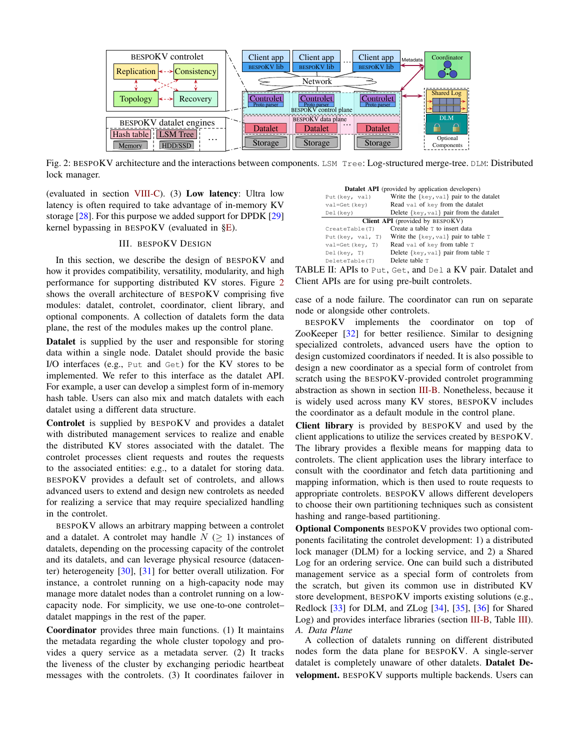Fig. 2: BESPOKV architecture and the interactions between components. `LSM Tree`: Log-structured merge-tree. `DLM`: Distributed lock manager.

(evaluated in section VIII-C). (3) **Low latency**: Ultra low latency is often required to take advantage of in-memory KV storage [28]. For this purpose we added support for DPDK [29] kernel bypassing in BESPOKV (evaluated in §E).

## III. BESPOKV DESIGN

In this section, we describe the design of BESPOKV and how it provides compatibility, versatility, modularity, and high performance for supporting distributed KV stores. Figure 2 shows the overall architecture of BESPOKV comprising five modules: datalet, controlet, coordinator, client library, and optional components. A collection of datalets form the data plane, the rest of the modules makes up the control plane.

**Datalet** is supplied by the user and responsible for storing data within a single node. Datalet should provide the basic I/O interfaces (e.g., `Put` and `Get`) for the KV stores to be implemented. We refer to this interface as the datalet API. For example, a user can develop a simplest form of in-memory hash table. Users can also mix and match datalets with each datalet using a different data structure.

**Controlet** is supplied by BESPOKV and provides a datalet with distributed management services to realize and enable the distributed KV stores associated with the datalet. The controlet processes client requests and routes the requests to the associated entities: e.g., to a datalet for storing data. BESPOKV provides a default set of controlets, and allows advanced users to extend and design new controlets as needed for realizing a service that may require specialized handling in the controlet.

BESPOKV allows an arbitrary mapping between a controlet and a datalet. A controlet may handle $N$ ($\geq$ 1) instances of datalets, depending on the processing capacity of the controlet and its datalets, and can leverage physical resource (datacenter) heterogeneity [30], [31] for better overall utilization. For instance, a controlet running on a high-capacity node may manage more datalet nodes than a controlet running on a low-capacity node. For simplicity, we use one-to-one controlet–datalet mappings in the rest of the paper.

**Coordinator** provides three main functions. (1) It maintains the metadata regarding the whole cluster topology and provides a query service as a metadata server. (2) It tracks the liveness of the cluster by exchanging periodic heartbeat messages with the controlets. (3) It coordinates failover in case of a node failure. The coordinator can run on separate node or alongside other controlets.

BESPOKV implements the coordinator on top of ZooKeeper [32] for better resilience. Similar to designing specialized controlets, advanced users have the option to design customized coordinators if needed. It is also possible to design a new coordinator as a special form of controlet from scratch using the BESPOKV-provided controlet programming abstraction as shown in section III-B. Nonetheless, because it is widely used across many KV stores, BESPOKV includes the coordinator as a default module in the control plane.

**Client library** is provided by BESPOKV and used by the client applications to utilize the services created by BESPOKV. The library provides a flexible means for mapping data to controlets. The client application uses the library interface to consult with the coordinator and fetch data partitioning and mapping information, which is then used to route requests to appropriate controlets. BESPOKV allows different developers to choose their own partitioning techniques such as consistent hashing and range-based partitioning.

**Optional Components** BESPOKV provides two optional components facilitating the controlet development: 1) a distributed lock manager (DLM) for a locking service, and 2) a Shared Log for an ordering service. One can build such a distributed management service as a special form of controlets from the scratch, but given its common use in distributed KV store development, BESPOKV imports existing solutions (e.g., Redlock [33] for DLM, and ZLog [34], [35], [36] for Shared Log) and provides interface libraries (section III-B, Table III).

| **Datalet API** (provided by application developers) | |
|---|---|
| `Put(key, val)` | Write the `{key,val}` pair to the datalet |
| `val=Get(key)` | Read `val` of `key` from the datalet |
| `Del(key)` | Delete `{key,val}` pair from the datalet |
| **Client API** (provided by BESPOKV) | |
| `CreateTable(T)` | Create a table `T` to insert data |
| `Put(key, val, T)` | Write the `{key,val}` pair to table `T` |
| `val=Get(key, T)` | Read `val` of `key` from table `T` |
| `Del(key, T)` | Delete `{key,val}` pair from table `T` |
| `DeleteTable(T)` | Delete table `T` |

TABLE II: APIs to `Put`, `Get`, and `Del` a KV pair. Datalet and Client APIs are for using pre-built controlets.

### A. Data Plane

A collection of datalets running on different distributed nodes form the data plane for BESPOKV. A single-server datalet is completely unaware of other datalets. **Datalet Development.** BESPOKV supports multiple backends. Users can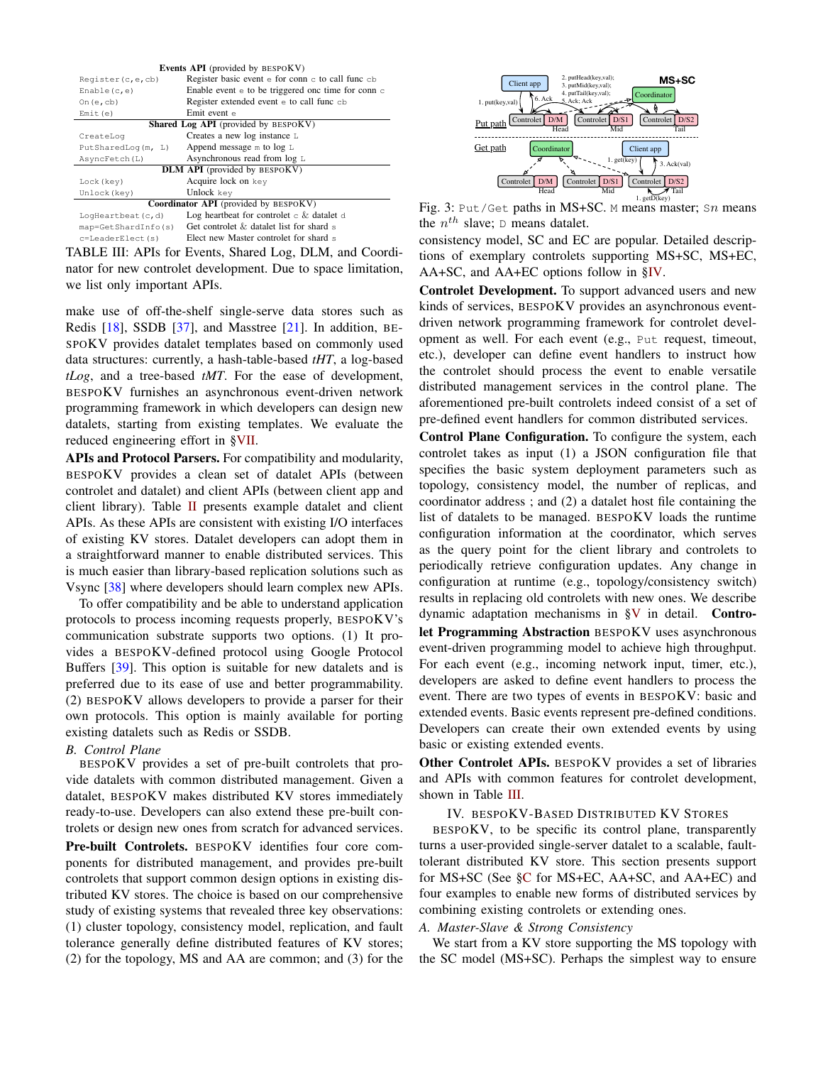| **Events API** (provided by BESPOKV) | |
|---|---|
| `Register(c,e,cb)` | Register basic event `e` for conn `c` to call func `cb` |
| `Enable(c,e)` | Enable event `e` to be triggered once time for conn `c` |
| `On(e,cb)` | Register extended event `e` to call func `cb` |
| `Emit(e)` | Emit event `e` |
| **Shared Log API** (provided by BESPOKV) | |
| `CreateLog` | Creates a new log instance `L` |
| `PutSharedLog(m, L)` | Append message `m` to log `L` |
| `AsyncFetch(L)` | Asynchronous read from log `L` |
| **DLM API** (provided by BESPOKV) | |
| `Lock(key)` | Acquire lock on `key` |
| `Unlock(key)` | Unlock `key` |
| **Coordinator API** (provided by BESPOKV) | |
| `LogHeartbeat(c,d)` | Log heartbeat for controlet `c` & datalet `d` |
| `map=GetShardInfo(s)` | Get controlet & datalet list for shard `s` |
| `c=LeaderElect(s)` | Elect new Master controlet for shard `s` |

TABLE III: APIs for Events, Shared Log, DLM, and Coordinator for new controlet development. Due to space limitation, we list only important APIs.

make use of off-the-shelf single-serve data stores such as Redis [18], SSDB [37], and Masstree [21]. In addition, BESPOKV provides datalet templates based on commonly used data structures: currently, a hash-table-based *tHT*, a log-based *tLog*, and a tree-based *tMT*. For the ease of development, BESPOKV furnishes an asynchronous event-driven network programming framework in which developers can design new datalets, starting from existing templates. We evaluate the reduced engineering effort in §VII.

**APIs and Protocol Parsers.** For compatibility and modularity, BESPOKV provides a clean set of datalet APIs (between controlet and datalet) and client APIs (between client app and client library). Table II presents example datalet and client APIs. As these APIs are consistent with existing I/O interfaces of existing KV stores. Datalet developers can adopt them in a straightforward manner to enable distributed services. This is much easier than library-based replication solutions such as Vsync [38] where developers should learn complex new APIs.

To offer compatibility and be able to understand application protocols to process incoming requests properly, BESPOKV's communication substrate supports two options. (1) It provides a BESPOKV-defined protocol using Google Protocol Buffers [39]. This option is suitable for new datalets and is preferred due to its ease of use and better programmability. (2) BESPOKV allows developers to provide a parser for their own protocols. This option is mainly available for porting existing datalets such as Redis or SSDB.

### B. Control Plane

BESPOKV provides a set of pre-built controlets that provide datalets with common distributed management. Given a datalet, BESPOKV makes distributed KV stores immediately ready-to-use. Developers can also extend these pre-built controlets or design new ones from scratch for advanced services.

**Pre-built Controlets.** BESPOKV identifies four core components for distributed management, and provides pre-built controlets that support common design options in existing distributed KV stores. The choice is based on our comprehensive study of existing systems that revealed three key observations: (1) cluster topology, consistency model, replication, and fault tolerance generally define distributed features of KV stores; (2) for the topology, MS and AA are common; and (3) for the consistency model, SC and EC are popular. Detailed descriptions of exemplary controlets supporting MS+SC, MS+EC, AA+SC, and AA+EC options follow in §IV.

Fig. 3: `Put`/`Get` paths in MS+SC. `M` means master; `Sn` means the $n^{th}$ slave; `D` means datalet.

**Controlet Development.** To support advanced users and new kinds of services, BESPOKV provides an asynchronous event-driven network programming framework for controlet development as well. For each event (e.g., `Put` request, timeout, etc.), developer can define event handlers to instruct how the controlet should process the event to enable versatile distributed management services in the control plane. The aforementioned pre-built controlets indeed consist of a set of pre-defined event handlers for common distributed services.

**Control Plane Configuration.** To configure the system, each controlet takes as input (1) a JSON configuration file that specifies the basic system deployment parameters such as topology, consistency model, the number of replicas, and coordinator address ; and (2) a datalet host file containing the list of datalets to be managed. BESPOKV loads the runtime configuration information at the coordinator, which serves as the query point for the client library and controlets to periodically retrieve configuration updates. Any change in configuration at runtime (e.g., topology/consistency switch) results in replacing old controlets with new ones. We describe dynamic adaptation mechanisms in §V in detail. **Controlet Programming Abstraction** BESPOKV uses asynchronous event-driven programming model to achieve high throughput. For each event (e.g., incoming network input, timer, etc.), developers are asked to define event handlers to process the event. There are two types of events in BESPOKV: basic and extended events. Basic events represent pre-defined conditions. Developers can create their own extended events by using basic or existing extended events.

**Other Controlet APIs.** BESPOKV provides a set of libraries and APIs with common features for controlet development, shown in Table III.

## IV. BESPOKV-Based Distributed KV Stores

BESPOKV, to be specific its control plane, transparently turns a user-provided single-server datalet to a scalable, fault-tolerant distributed KV store. This section presents support for MS+SC (See §C for MS+EC, AA+SC, and AA+EC) and four examples to enable new forms of distributed services by combining existing controlets or extending ones.

### A. Master-Slave & Strong Consistency

We start from a KV store supporting the MS topology with the SC model (MS+SC). Perhaps the simplest way to ensure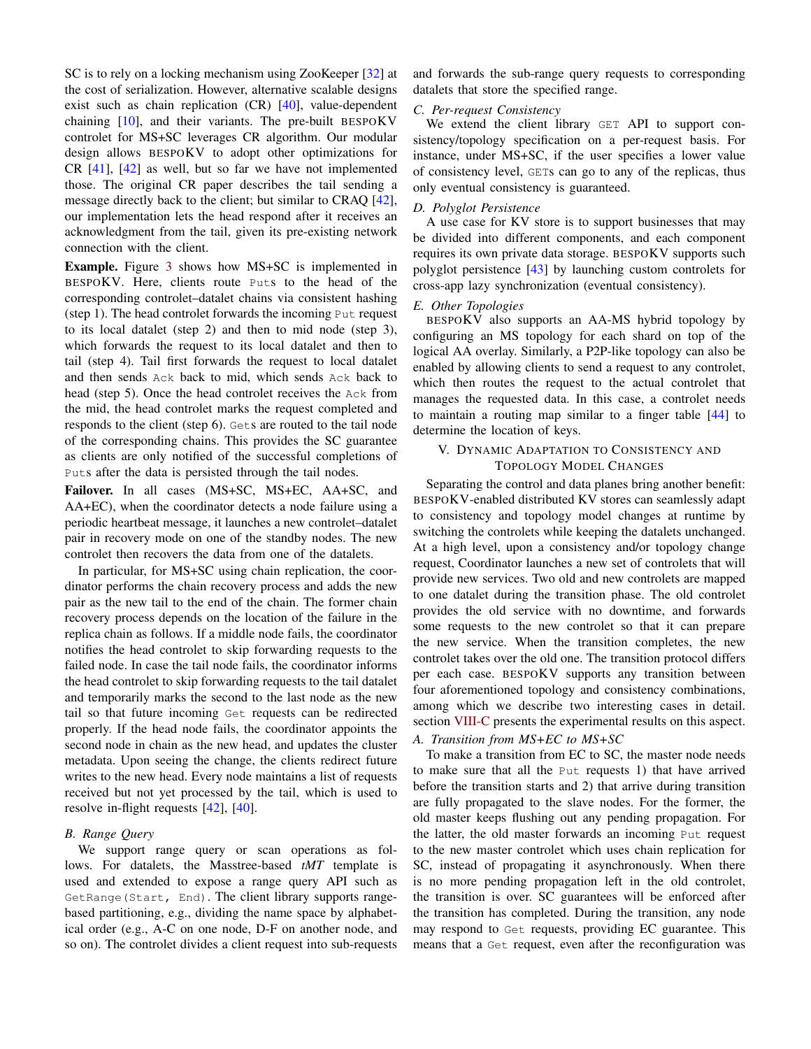SC is to rely on a locking mechanism using ZooKeeper [32] at the cost of serialization. However, alternative scalable designs exist such as chain replication (CR) [40], value-dependent chaining [10], and their variants. The pre-built BESPOKV controlet for MS+SC leverages CR algorithm. Our modular design allows BESPOKV to adopt other optimizations for CR [41], [42] as well, but so far we have not implemented those. The original CR paper describes the tail sending a message directly back to the client; but similar to CRAQ [42], our implementation lets the head respond after it receives an acknowledgment from the tail, given its pre-existing network connection with the client.

**Example.** Figure 3 shows how MS+SC is implemented in BESPOKV. Here, clients route `Put`s to the head of the corresponding controlet–datalet chains via consistent hashing (step 1). The head controlet forwards the incoming `Put` request to its local datalet (step 2) and then to mid node (step 3), which forwards the request to its local datalet and then to tail (step 4). Tail first forwards the request to local datalet and then sends `Ack` back to mid, which sends `Ack` back to head (step 5). Once the head controlet receives the `Ack` from the mid, the head controlet marks the request completed and responds to the client (step 6). `Get`s are routed to the tail node of the corresponding chains. This provides the SC guarantee as clients are only notified of the successful completions of `Put`s after the data is persisted through the tail nodes.

**Failover.** In all cases (MS+SC, MS+EC, AA+SC, and AA+EC), when the coordinator detects a node failure using a periodic heartbeat message, it launches a new controlet–datalet pair in recovery mode on one of the standby nodes. The new controlet then recovers the data from one of the datalets.

In particular, for MS+SC using chain replication, the coordinator performs the chain recovery process and adds the new pair as the new tail to the end of the chain. The former chain recovery process depends on the location of the failure in the replica chain as follows. If a middle node fails, the coordinator notifies the head controlet to skip forwarding requests to the failed node. In case the tail node fails, the coordinator informs the head controlet to skip forwarding requests to the tail datalet and temporarily marks the second to the last node as the new tail so that future incoming `Get` requests can be redirected properly. If the head node fails, the coordinator appoints the second node in chain as the new head, and updates the cluster metadata. Upon seeing the change, the clients redirect future writes to the new head. Every node maintains a list of requests received but not yet processed by the tail, which is used to resolve in-flight requests [42], [40].

### B. Range Query

We support range query or scan operations as follows. For datalets, the Masstree-based *tMT* template is used and extended to expose a range query API such as `GetRange(Start, End)`. The client library supports range-based partitioning, e.g., dividing the name space by alphabetical order (e.g., A-C on one node, D-F on another node, and so on). The controlet divides a client request into sub-requests and forwards the sub-range query requests to corresponding datalets that store the specified range.

### C. Per-request Consistency

We extend the client library `GET` API to support consistency/topology specification on a per-request basis. For instance, under MS+SC, if the user specifies a lower value of consistency level, `GET`s can go to any of the replicas, thus only eventual consistency is guaranteed.

### D. Polyglot Persistence

A use case for KV store is to support businesses that may be divided into different components, and each component requires its own private data storage. BESPOKV supports such polyglot persistence [43] by launching custom controlets for cross-app lazy synchronization (eventual consistency).

### E. Other Topologies

BESPOKV also supports an AA-MS hybrid topology by configuring an MS topology for each shard on top of the logical AA overlay. Similarly, a P2P-like topology can also be enabled by allowing clients to send a request to any controlet, which then routes the request to the actual controlet that manages the requested data. In this case, a controlet needs to maintain a routing map similar to a finger table [44] to determine the location of keys.

## V. Dynamic Adaptation to Consistency and Topology Model Changes

Separating the control and data planes bring another benefit: BESPOKV-enabled distributed KV stores can seamlessly adapt to consistency and topology model changes at runtime by switching the controlets while keeping the datalets unchanged. At a high level, upon a consistency and/or topology change request, Coordinator launches a new set of controlets that will provide new services. Two old and new controlets are mapped to one datalet during the transition phase. The old controlet provides the old service with no downtime, and forwards some requests to the new controlet so that it can prepare the new service. When the transition completes, the new controlet takes over the old one. The transition protocol differs per each case. BESPOKV supports any transition between four aforementioned topology and consistency combinations, among which we describe two interesting cases in detail. section VIII-C presents the experimental results on this aspect.

### A. Transition from MS+EC to MS+SC

To make a transition from EC to SC, the master node needs to make sure that all the `Put` requests 1) that have arrived before the transition starts and 2) that arrive during transition are fully propagated to the slave nodes. For the former, the old master keeps flushing out any pending propagation. For the latter, the old master forwards an incoming `Put` request to the new master controlet which uses chain replication for SC, instead of propagating it asynchronously. When there is no more pending propagation left in the old controlet, the transition is over. SC guarantees will be enforced after the transition has completed. During the transition, any node may respond to `Get` requests, providing EC guarantee. This means that a `Get` request, even after the reconfiguration was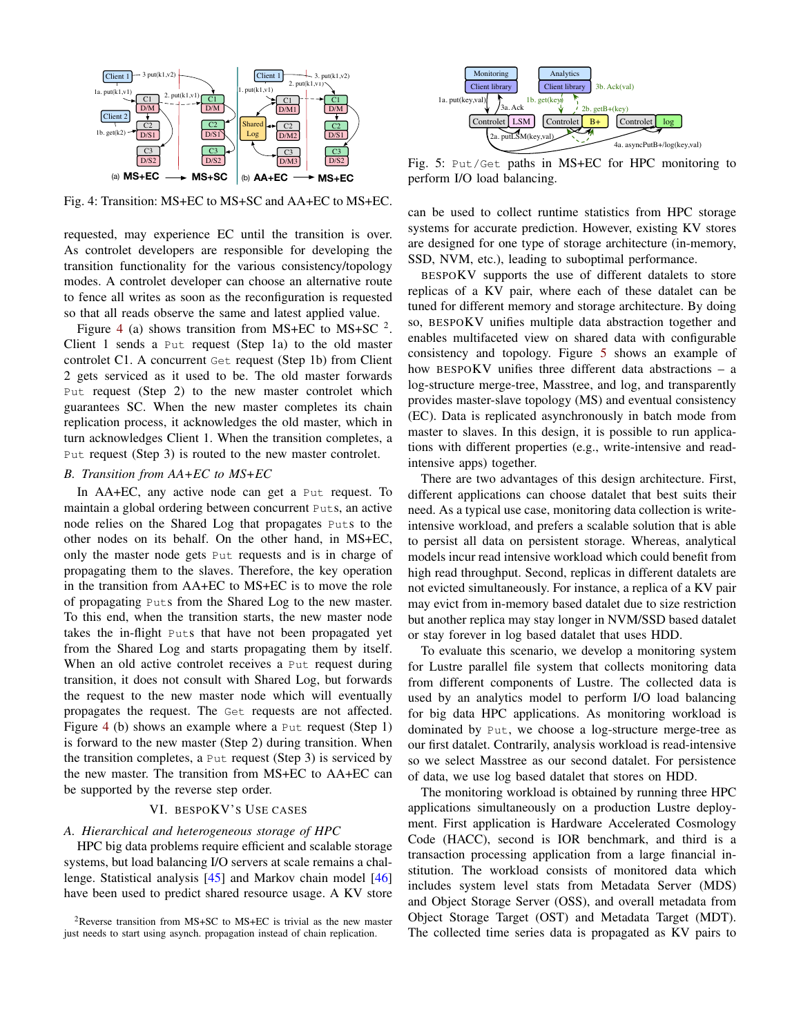Fig. 4: Transition: MS+EC to MS+SC and AA+EC to MS+EC.

requested, may experience EC until the transition is over. As controlet developers are responsible for developing the transition functionality for the various consistency/topology modes. A controlet developer can choose an alternative route to fence all writes as soon as the reconfiguration is requested so that all reads observe the same and latest applied value.

Figure 4 (a) shows transition from MS+EC to MS+SC [2]. Client 1 sends a `Put` request (Step 1a) to the old master controlet C1. A concurrent `Get` request (Step 1b) from Client 2 gets serviced as it used to be. The old master forwards `Put` request (Step 2) to the new master controlet which guarantees SC. When the new master completes its chain replication process, it acknowledges the old master, which in turn acknowledges Client 1. When the transition completes, a `Put` request (Step 3) is routed to the new master controlet.

### *B. Transition from AA+EC to MS+EC*

In AA+EC, any active node can get a `Put` request. To maintain a global ordering between concurrent `Put`s, an active node relies on the Shared Log that propagates `Put`s to the other nodes on its behalf. On the other hand, in MS+EC, only the master node gets `Put` requests and is in charge of propagating them to the slaves. Therefore, the key operation in the transition from AA+EC to MS+EC is to move the role of propagating `Put`s from the Shared Log to the new master. To this end, when the transition starts, the new master node takes the in-flight `Put`s that have not been propagated yet from the Shared Log and starts propagating them by itself. When an old active controlet receives a `Put` request during transition, it does not consult with Shared Log, but forwards the request to the new master node which will eventually propagates the request. The `Get` requests are not affected. Figure 4 (b) shows an example where a `Put` request (Step 1) is forward to the new master (Step 2) during transition. When the transition completes, a `Put` request (Step 3) is serviced by the new master. The transition from MS+EC to AA+EC can be supported by the reverse step order.

## VI. BESPOKV'S USE CASES

### *A. Hierarchical and heterogeneous storage of HPC*

HPC big data problems require efficient and scalable storage systems, but load balancing I/O servers at scale remains a challenge. Statistical analysis [45] and Markov chain model [46] have been used to predict shared resource usage. A KV store can be used to collect runtime statistics from HPC storage systems for accurate prediction. However, existing KV stores are designed for one type of storage architecture (in-memory, SSD, NVM, etc.), leading to suboptimal performance.

[2]Reverse transition from MS+SC to MS+EC is trivial as the new master just needs to start using asynch. propagation instead of chain replication.

Fig. 5: `Put/Get` paths in MS+EC for HPC monitoring to perform I/O load balancing.

BESPOKV supports the use of different datalets to store replicas of a KV pair, where each of these datalet can be tuned for different memory and storage architecture. By doing so, BESPOKV unifies multiple data abstraction together and enables multifaceted view on shared data with configurable consistency and topology. Figure 5 shows an example of how BESPOKV unifies three different data abstractions – a log-structure merge-tree, Masstree, and log, and transparently provides master-slave topology (MS) and eventual consistency (EC). Data is replicated asynchronously in batch mode from master to slaves. In this design, it is possible to run applications with different properties (e.g., write-intensive and read-intensive apps) together.

There are two advantages of this design architecture. First, different applications can choose datalet that best suits their need. As a typical use case, monitoring data collection is write-intensive workload, and prefers a scalable solution that is able to persist all data on persistent storage. Whereas, analytical models incur read intensive workload which could benefit from high read throughput. Second, replicas in different datalets are not evicted simultaneously. For instance, a replica of a KV pair may evict from in-memory based datalet due to size restriction but another replica may stay longer in NVM/SSD based datalet or stay forever in log based datalet that uses HDD.

To evaluate this scenario, we develop a monitoring system for Lustre parallel file system that collects monitoring data from different components of Lustre. The collected data is used by an analytics model to perform I/O load balancing for big data HPC applications. As monitoring workload is dominated by `Put`, we choose a log-structure merge-tree as our first datalet. Contrarily, analysis workload is read-intensive so we select Masstree as our second datalet. For persistence of data, we use log based datalet that stores on HDD.

The monitoring workload is obtained by running three HPC applications simultaneously on a production Lustre deployment. First application is Hardware Accelerated Cosmology Code (HACC), second is IOR benchmark, and third is a transaction processing application from a large financial institution. The workload consists of monitored data which includes system level stats from Metadata Server (MDS) and Object Storage Server (OSS), and overall metadata from Object Storage Target (OST) and Metadata Target (MDT). The collected time series data is propagated as KV pairs to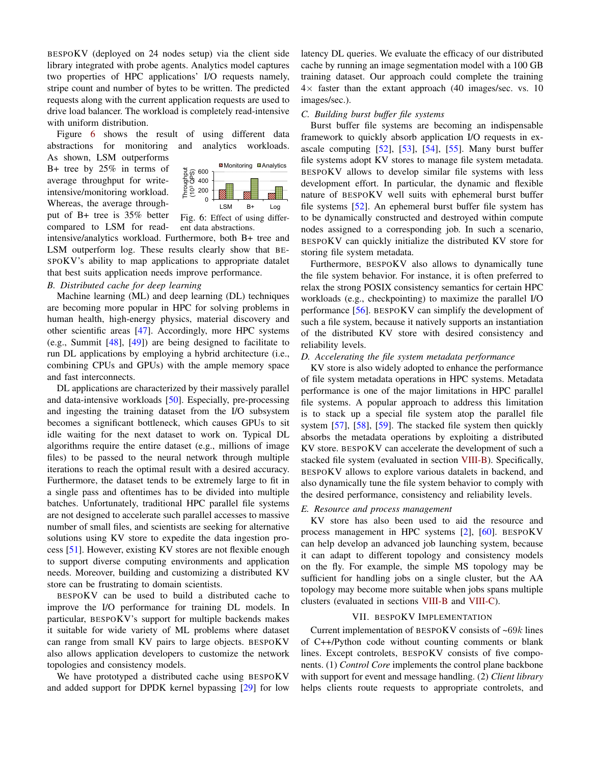BESPOKV (deployed on 24 nodes setup) via the client side library integrated with probe agents. Analytics model captures two properties of HPC applications' I/O requests namely, stripe count and number of bytes to be written. The predicted requests along with the current application requests are used to drive load balancer. The workload is completely read-intensive with uniform distribution.

Figure 6 shows the result of using different data abstractions for monitoring and analytics workloads. As shown, LSM outperforms B+ tree by 25% in terms of average throughput for write-intensive/monitoring workload. Whereas, the average throughput of B+ tree is 35% better compared to LSM for read-intensive/analytics workload. Furthermore, both B+ tree and LSM outperform log. These results clearly show that BESPOKV's ability to map applications to appropriate datalet that best suits application needs improve performance.

Fig. 6: Effect of using different data abstractions.

### B. Distributed cache for deep learning

Machine learning (ML) and deep learning (DL) techniques are becoming more popular in HPC for solving problems in human health, high-energy physics, material discovery and other scientific areas [47]. Accordingly, more HPC systems (e.g., Summit [48], [49]) are being designed to facilitate to run DL applications by employing a hybrid architecture (i.e., combining CPUs and GPUs) with the ample memory space and fast interconnects.

DL applications are characterized by their massively parallel and data-intensive workloads [50]. Especially, pre-processing and ingesting the training dataset from the I/O subsystem becomes a significant bottleneck, which causes GPUs to sit idle waiting for the next dataset to work on. Typical DL algorithms require the entire dataset (e.g., millions of image files) to be passed to the neural network through multiple iterations to reach the optimal result with a desired accuracy. Furthermore, the dataset tends to be extremely large to fit in a single pass and oftentimes has to be divided into multiple batches. Unfortunately, traditional HPC parallel file systems are not designed to accelerate such parallel accesses to massive number of small files, and scientists are seeking for alternative solutions using KV store to expedite the data ingestion process [51]. However, existing KV stores are not flexible enough to support diverse computing environments and application needs. Moreover, building and customizing a distributed KV store can be frustrating to domain scientists.

BESPOKV can be used to build a distributed cache to improve the I/O performance for training DL models. In particular, BESPOKV's support for multiple backends makes it suitable for wide variety of ML problems where dataset can range from small KV pairs to large objects. BESPOKV also allows application developers to customize the network topologies and consistency models.

We have prototyped a distributed cache using BESPOKV and added support for DPDK kernel bypassing [29] for low latency DL queries. We evaluate the efficacy of our distributed cache by running an image segmentation model with a 100 GB training dataset. Our approach could complete the training $4\times$ faster than the extant approach (40 images/sec. vs. 10 images/sec.).

### C. Building burst buffer file systems

Burst buffer file systems are becoming an indispensable framework to quickly absorb application I/O requests in exascale computing [52], [53], [54], [55]. Many burst buffer file systems adopt KV stores to manage file system metadata. BESPOKV allows to develop similar file systems with less development effort. In particular, the dynamic and flexible nature of BESPOKV well suits with ephemeral burst buffer file systems [52]. An ephemeral burst buffer file system has to be dynamically constructed and destroyed within compute nodes assigned to a corresponding job. In such a scenario, BESPOKV can quickly initialize the distributed KV store for storing file system metadata.

Furthermore, BESPOKV also allows to dynamically tune the file system behavior. For instance, it is often preferred to relax the strong POSIX consistency semantics for certain HPC workloads (e.g., checkpointing) to maximize the parallel I/O performance [56]. BESPOKV can simplify the development of such a file system, because it natively supports an instantiation of the distributed KV store with desired consistency and reliability levels.

### D. Accelerating the file system metadata performance

KV store is also widely adopted to enhance the performance of file system metadata operations in HPC systems. Metadata performance is one of the major limitations in HPC parallel file systems. A popular approach to address this limitation is to stack up a special file system atop the parallel file system [57], [58], [59]. The stacked file system then quickly absorbs the metadata operations by exploiting a distributed KV store. BESPOKV can accelerate the development of such a stacked file system (evaluated in section VIII-B). Specifically, BESPOKV allows to explore various datalets in backend, and also dynamically tune the file system behavior to comply with the desired performance, consistency and reliability levels.

### E. Resource and process management

KV store has also been used to aid the resource and process management in HPC systems [2], [60]. BESPOKV can help develop an advanced job launching system, because it can adapt to different topology and consistency models on the fly. For example, the simple MS topology may be sufficient for handling jobs on a single cluster, but the AA topology may become more suitable when jobs spans multiple clusters (evaluated in sections VIII-B and VIII-C).

## VII. BESPOKV IMPLEMENTATION

Current implementation of BESPOKV consists of ~69$k$ lines of C++/Python code without counting comments or blank lines. Except controlets, BESPOKV consists of five components. (1) *Control Core* implements the control plane backbone with support for event and message handling. (2) *Client library* helps clients route requests to appropriate controlets, and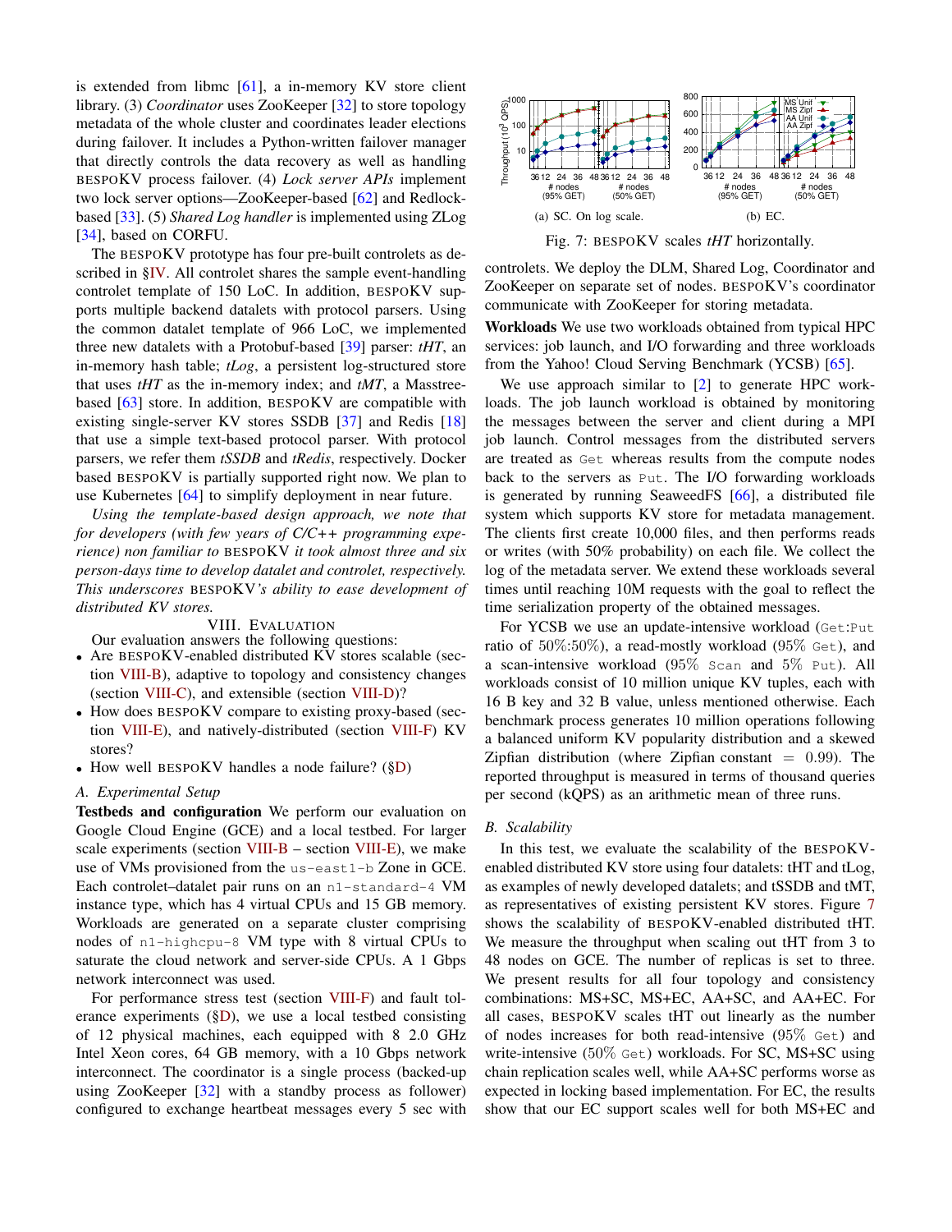is extended from libmc [61], a in-memory KV store client library. (3) *Coordinator* uses ZooKeeper [32] to store topology metadata of the whole cluster and coordinates leader elections during failover. It includes a Python-written failover manager that directly controls the data recovery as well as handling BESPOKV process failover. (4) *Lock server APIs* implement two lock server options—ZooKeeper-based [62] and Redlock-based [33]. (5) *Shared Log handler* is implemented using ZLog [34], based on CORFU.

The BESPOKV prototype has four pre-built controlets as described in §IV. All controlet shares the sample event-handling controlet template of 150 LoC. In addition, BESPOKV supports multiple backend datalets with protocol parsers. Using the common datalet template of 966 LoC, we implemented three new datalets with a Protobuf-based [39] parser: *tHT*, an in-memory hash table; *tLog*, a persistent log-structured store that uses *tHT* as the in-memory index; and *tMT*, a Masstree-based [63] store. In addition, BESPOKV are compatible with existing single-server KV stores SSDB [37] and Redis [18] that use a simple text-based protocol parser. With protocol parsers, we refer them *tSSDB* and *tRedis*, respectively. Docker based BESPOKV is partially supported right now. We plan to use Kubernetes [64] to simplify deployment in near future.

*Using the template-based design approach, we note that for developers (with few years of C/C++ programming experience) non familiar to* BESPOKV *it took almost three and six person-days time to develop datalet and controlet, respectively. This underscores* BESPOKV*'s ability to ease development of distributed KV stores.*

# VIII. Evaluation

Our evaluation answers the following questions:

- Are BESPOKV-enabled distributed KV stores scalable (section VIII-B), adaptive to topology and consistency changes (section VIII-C), and extensible (section VIII-D)?
- How does BESPOKV compare to existing proxy-based (section VIII-E), and natively-distributed (section VIII-F) KV stores?
- How well BESPOKV handles a node failure? (§D)

## A. Experimental Setup

**Testbeds and configuration** We perform our evaluation on Google Cloud Engine (GCE) and a local testbed. For larger scale experiments (section VIII-B – section VIII-E), we make use of VMs provisioned from the `us-east1-b` Zone in GCE. Each controlet–datalet pair runs on an `n1-standard-4` VM instance type, which has 4 virtual CPUs and 15 GB memory. Workloads are generated on a separate cluster comprising nodes of `n1-highcpu-8` VM type with 8 virtual CPUs to saturate the cloud network and server-side CPUs. A 1 Gbps network interconnect was used.

For performance stress test (section VIII-F) and fault tolerance experiments (§D), we use a local testbed consisting of 12 physical machines, each equipped with 8 2.0 GHz Intel Xeon cores, 64 GB memory, with a 10 Gbps network interconnect. The coordinator is a single process (backed-up using ZooKeeper [32] with a standby process as follower) configured to exchange heartbeat messages every 5 sec with controlets. We deploy the DLM, Shared Log, Coordinator and ZooKeeper on separate set of nodes. BESPOKV's coordinator communicate with ZooKeeper for storing metadata.

(a) SC. On log scale. (b) EC.

Fig. 7: BESPOKV scales *tHT* horizontally.

**Workloads** We use two workloads obtained from typical HPC services: job launch, and I/O forwarding and three workloads from the Yahoo! Cloud Serving Benchmark (YCSB) [65].

We use approach similar to [2] to generate HPC workloads. The job launch workload is obtained by monitoring the messages between the server and client during a MPI job launch. Control messages from the distributed servers are treated as `Get` whereas results from the compute nodes back to the servers as `Put`. The I/O forwarding workloads is generated by running SeaweedFS [66], a distributed file system which supports KV store for metadata management. The clients first create 10,000 files, and then performs reads or writes (with 50% probability) on each file. We collect the log of the metadata server. We extend these workloads several times until reaching 10M requests with the goal to reflect the time serialization property of the obtained messages.

For YCSB we use an update-intensive workload (`Get`:`Put` ratio of 50%:50%), a read-mostly workload (95% `Get`), and a scan-intensive workload (95% `Scan` and 5% `Put`). All workloads consist of 10 million unique KV tuples, each with 16 B key and 32 B value, unless mentioned otherwise. Each benchmark process generates 10 million operations following a balanced uniform KV popularity distribution and a skewed Zipfian distribution (where Zipfian constant $= 0.99$). The reported throughput is measured in terms of thousand queries per second (kQPS) as an arithmetic mean of three runs.

## B. Scalability

In this test, we evaluate the scalability of the BESPOKV-enabled distributed KV store using four datalets: tHT and tLog, as examples of newly developed datalets; and tSSDB and tMT, as representatives of existing persistent KV stores. Figure 7 shows the scalability of BESPOKV-enabled distributed tHT. We measure the throughput when scaling out tHT from 3 to 48 nodes on GCE. The number of replicas is set to three. We present results for all four topology and consistency combinations: MS+SC, MS+EC, AA+SC, and AA+EC. For all cases, BESPOKV scales tHT out linearly as the number of nodes increases for both read-intensive (95% `Get`) and write-intensive (50% `Get`) workloads. For SC, MS+SC using chain replication scales well, while AA+SC performs worse as expected in locking based implementation. For EC, the results show that our EC support scales well for both MS+EC and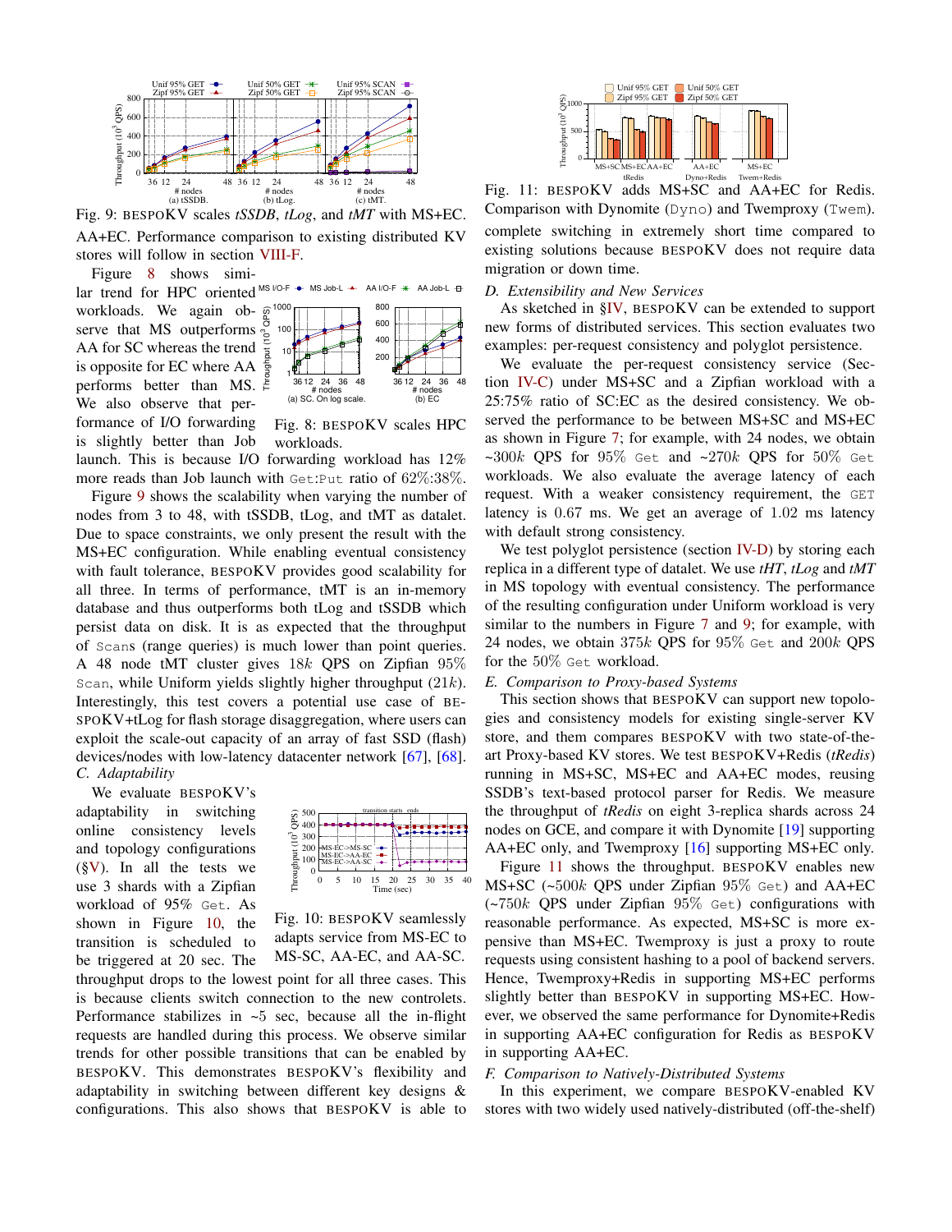Fig. 9: BESPOKV scales *tSSDB*, *tLog*, and *tMT* with MS+EC.

AA+EC. Performance comparison to existing distributed KV stores will follow in section VIII-F.

Figure 8 shows similar trend for HPC oriented workloads. We again observe that MS outperforms AA for SC whereas the trend is opposite for EC where AA performs better than MS. We also observe that performance of I/O forwarding is slightly better than Job launch. This is because I/O forwarding workload has 12% more reads than Job launch with Get:Put ratio of 62%:38%.

Fig. 8: BESPOKV scales HPC workloads.

Figure 9 shows the scalability when varying the number of nodes from 3 to 48, with tSSDB, tLog, and tMT as datalet. Due to space constraints, we only present the result with the MS+EC configuration. While enabling eventual consistency with fault tolerance, BESPOKV provides good scalability for all three. In terms of performance, tMT is an in-memory database and thus outperforms both tLog and tSSDB which persist data on disk. It is as expected that the throughput of Scans (range queries) is much lower than point queries. A 48 node tMT cluster gives $18k$ QPS on Zipfian 95% Scan, while Uniform yields slightly higher throughput ($21k$). Interestingly, this test covers a potential use case of BESPOKV+tLog for flash storage disaggregation, where users can exploit the scale-out capacity of an array of fast SSD (flash) devices/nodes with low-latency datacenter network [67], [68].

### C. Adaptability

We evaluate BESPOKV's adaptability in switching online consistency levels and topology configurations (§V). In all the tests we use 3 shards with a Zipfian workload of 95% Get. As shown in Figure 10, the transition is scheduled to be triggered at 20 sec. The throughput drops to the lowest point for all three cases. This is because clients switch connection to the new controlets. Performance stabilizes in ~5 sec, because all the in-flight requests are handled during this process. We observe similar trends for other possible transitions that can be enabled by BESPOKV. This demonstrates BESPOKV's flexibility and adaptability in switching between different key designs & configurations. This also shows that BESPOKV is able to complete switching in extremely short time compared to existing solutions because BESPOKV does not require data migration or down time.

Fig. 10: BESPOKV seamlessly adapts service from MS-EC to MS-SC, AA-EC, and AA-SC.

Fig. 11: BESPOKV adds MS+SC and AA+EC for Redis. Comparison with Dynomite (Dyno) and Twemproxy (Twem).

### D. Extensibility and New Services

As sketched in §IV, BESPOKV can be extended to support new forms of distributed services. This section evaluates two examples: per-request consistency and polyglot persistence.

We evaluate the per-request consistency service (Section IV-C) under MS+SC and a Zipfian workload with a 25:75% ratio of SC:EC as the desired consistency. We observed the performance to be between MS+SC and MS+EC as shown in Figure 7; for example, with 24 nodes, we obtain ~$300k$ QPS for 95% Get and ~$270k$ QPS for 50% Get workloads. We also evaluate the average latency of each request. With a weaker consistency requirement, the GET latency is 0.67 ms. We get an average of 1.02 ms latency with default strong consistency.

We test polyglot persistence (section IV-D) by storing each replica in a different type of datalet. We use *tHT*, *tLog* and *tMT* in MS topology with eventual consistency. The performance of the resulting configuration under Uniform workload is very similar to the numbers in Figure 7 and 9; for example, with 24 nodes, we obtain $375k$ QPS for 95% Get and $200k$ QPS for the 50% Get workload.

### E. Comparison to Proxy-based Systems

This section shows that BESPOKV can support new topologies and consistency models for existing single-server KV store, and them compares BESPOKV with two state-of-the-art Proxy-based KV stores. We test BESPOKV+Redis (*tRedis*) running in MS+SC, MS+EC and AA+EC modes, reusing SSDB's text-based protocol parser for Redis. We measure the throughput of *tRedis* on eight 3-replica shards across 24 nodes on GCE, and compare it with Dynomite [19] supporting AA+EC only, and Twemproxy [16] supporting MS+EC only.

Figure 11 shows the throughput. BESPOKV enables new MS+SC (~$500k$ QPS under Zipfian 95% Get) and AA+EC (~$750k$ QPS under Zipfian 95% Get) configurations with reasonable performance. As expected, MS+SC is more expensive than MS+EC. Twemproxy is just a proxy to route requests using consistent hashing to a pool of backend servers. Hence, Twemproxy+Redis in supporting MS+EC performs slightly better than BESPOKV in supporting MS+EC. However, we observed the same performance for Dynomite+Redis in supporting AA+EC configuration for Redis as BESPOKV in supporting AA+EC.

### F. Comparison to Natively-Distributed Systems

In this experiment, we compare BESPOKV-enabled KV stores with two widely used natively-distributed (off-the-shelf)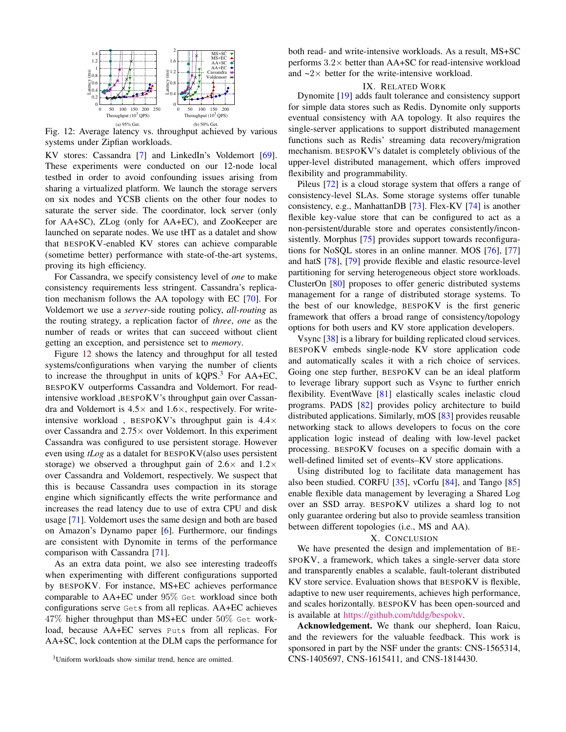Fig. 12: Average latency vs. throughput achieved by various systems under Zipfian workloads.

KV stores: Cassandra [7] and LinkedIn's Voldemort [69]. These experiments were conducted on our 12-node local testbed in order to avoid confounding issues arising from sharing a virtualized platform. We launch the storage servers on six nodes and YCSB clients on the other four nodes to saturate the server side. The coordinator, lock server (only for AA+SC), ZLog (only for AA+EC), and ZooKeeper are launched on separate nodes. We use tHT as a datalet and show that BESPOKV-enabled KV stores can achieve comparable (sometime better) performance with state-of-the-art systems, proving its high efficiency.

For Cassandra, we specify consistency level of *one* to make consistency requirements less stringent. Cassandra's replication mechanism follows the AA topology with EC [70]. For Voldemort we use a *server*-side routing policy, *all-routing* as the routing strategy, a replication factor of *three*, *one* as the number of reads or writes that can succeed without client getting an exception, and persistence set to *memory*.

Figure 12 shows the latency and throughput for all tested systems/configurations when varying the number of clients to increase the throughput in units of kQPS.[3] For AA+EC, BESPOKV outperforms Cassandra and Voldemort. For read-intensive workload ,BESPOKV's throughput gain over Cassandra and Voldemort is 4.5× and 1.6×, respectively. For write-intensive workload , BESPOKV's throughput gain is 4.4× over Cassandra and 2.75× over Voldemort. In this experiment Cassandra was configured to use persistent storage. However even using *tLog* as a datalet for BESPOKV(also uses persistent storage) we observed a throughput gain of 2.6× and 1.2× over Cassandra and Voldemort, respectively. We suspect that this is because Cassandra uses compaction in its storage engine which significantly effects the write performance and increases the read latency due to use of extra CPU and disk usage [71]. Voldemort uses the same design and both are based on Amazon's Dynamo paper [6]. Furthermore, our findings are consistent with Dynomite in terms of the performance comparison with Cassandra [71].

As an extra data point, we also see interesting tradeoffs when experimenting with different configurations supported by BESPOKV. For instance, MS+EC achieves performance comparable to AA+EC under 95% `Get` workload since both configurations serve `Get`s from all replicas. AA+EC achieves 47% higher throughput than MS+EC under 50% `Get` workload, because AA+EC serves `Put`s from all replicas. For AA+SC, lock contention at the DLM caps the performance for both read- and write-intensive workloads. As a result, MS+SC performs 3.2× better than AA+SC for read-intensive workload and ~2× better for the write-intensive workload.

[3]Uniform workloads show similar trend, hence are omitted.

## IX. Related Work

Dynomite [19] adds fault tolerance and consistency support for simple data stores such as Redis. Dynomite only supports eventual consistency with AA topology. It also requires the single-server applications to support distributed management functions such as Redis' streaming data recovery/migration mechanism. BESPOKV's datalet is completely oblivious of the upper-level distributed management, which offers improved flexibility and programmability.

Pileus [72] is a cloud storage system that offers a range of consistency-level SLAs. Some storage systems offer tunable consistency, e.g., ManhattanDB [73]. Flex-KV [74] is another flexible key-value store that can be configured to act as a non-persistent/durable store and operates consistently/inconsistently. Morphus [75] provides support towards reconfigurations for NoSQL stores in an online manner. MOS [76], [77] and hatS [78], [79] provide flexible and elastic resource-level partitioning for serving heterogeneous object store workloads. ClusterOn [80] proposes to offer generic distributed systems management for a range of distributed storage systems. To the best of our knowledge, BESPOKV is the first generic framework that offers a broad range of consistency/topology options for both users and KV store application developers.

Vsync [38] is a library for building replicated cloud services. BESPOKV embeds single-node KV store application code and automatically scales it with a rich choice of services. Going one step further, BESPOKV can be an ideal platform to leverage library support such as Vsync to further enrich flexibility. EventWave [81] elastically scales inelastic cloud programs. PADS [82] provides policy architecture to build distributed applications. Similarly, mOS [83] provides reusable networking stack to allows developers to focus on the core application logic instead of dealing with low-level packet processing. BESPOKV focuses on a specific domain with a well-defined limited set of events–KV store applications.

Using distributed log to facilitate data management has also been studied. CORFU [35], vCorfu [84], and Tango [85] enable flexible data management by leveraging a Shared Log over an SSD array. BESPOKV utilizes a shard log to not only guarantee ordering but also to provide seamless transition between different topologies (i.e., MS and AA).

## X. Conclusion

We have presented the design and implementation of BESPOKV, a framework, which takes a single-server data store and transparently enables a scalable, fault-tolerant distributed KV store service. Evaluation shows that BESPOKV is flexible, adaptive to new user requirements, achieves high performance, and scales horizontally. BESPOKV has been open-sourced and is available at https://github.com/tddg/bespokv.

**Acknowledgement.** We thank our shepherd, Ioan Raicu, and the reviewers for the valuable feedback. This work is sponsored in part by the NSF under the grants: CNS-1565314, CNS-1405697, CNS-1615411, and CNS-1814430.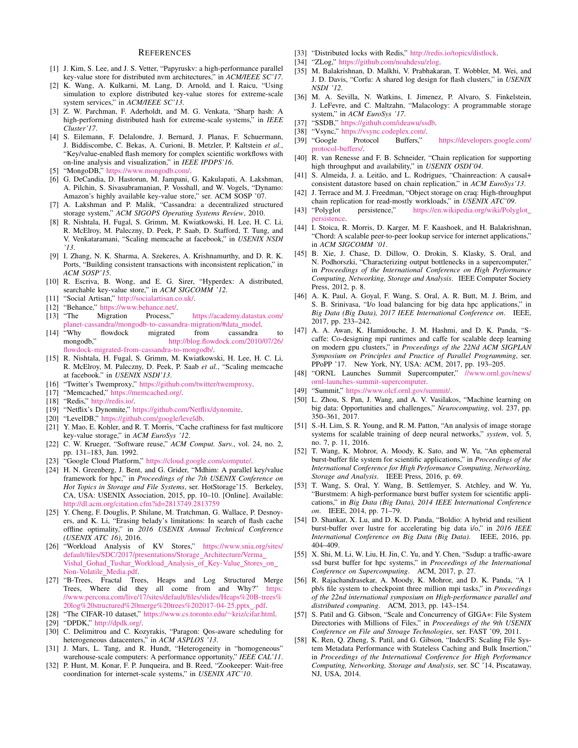## References

[1] J. Kim, S. Lee, and J. S. Vetter, "Papyruskv: a high-performance parallel key-value store for distributed nvm architectures," in *ACM/IEEE SC'17*.

[2] K. Wang, A. Kulkarni, M. Lang, D. Arnold, and I. Raicu, "Using simulation to explore distributed key-value stores for extreme-scale system services," in *ACM/IEEE SC'13*.

[3] Z. W. Parchman, F. Aderholdt, and M. G. Venkata, "Sharp hash: A high-performing distributed hash for extreme-scale systems," in *IEEE Cluster'17*.

[4] S. Eilemann, F. Delalondre, J. Bernard, J. Planas, F. Schuermann, J. Biddiscombe, C. Bekas, A. Curioni, B. Metzler, P. Kaltstein *et al.*, "Key/value-enabled flash memory for complex scientific workflows with on-line analysis and visualization," in *IEEE IPDPS'16*.

[5] "MongoDB," https://www.mongodb.com/.

[6] G. DeCandia, D. Hastorun, M. Jampani, G. Kakulapati, A. Lakshman, A. Pilchin, S. Sivasubramanian, P. Vosshall, and W. Vogels, "Dynamo: Amazon's highly available key-value store," ser. ACM SOSP '07.

[7] A. Lakshman and P. Malik, "Cassandra: a decentralized structured storage system," *ACM SIGOPS Operating Systems Review*, 2010.

[8] R. Nishtala, H. Fugal, S. Grimm, M. Kwiatkowski, H. Lee, H. C. Li, R. McElroy, M. Paleczny, D. Peek, P. Saab, D. Stafford, T. Tung, and V. Venkataramani, "Scaling memcache at facebook," in *USENIX NSDI '13*.

[9] I. Zhang, N. K. Sharma, A. Szekeres, A. Krishnamurthy, and D. R. K. Ports, "Building consistent transactions with inconsistent replication," in *ACM SOSP'15*.

[10] R. Escriva, B. Wong, and E. G. Sirer, "Hyperdex: A distributed, searchable key-value store," in *ACM SIGCOMM '12*.

[11] "Social Artisan," http://socialartisan.co.uk/.

[12] "Behance," https://www.behance.net/.

[13] "The Migration Process," https://academy.datastax.com/planet-cassandra//mongodb-to-cassandra-migration/#data_model.

[14] "Why flowdock migrated from cassandra to mongodb," http://blog.flowdock.com/2010/07/26/flowdock-migrated-from-cassandra-to-mongodb/.

[15] R. Nishtala, H. Fugal, S. Grimm, M. Kwiatkowski, H. Lee, H. C. Li, R. McElroy, M. Paleczny, D. Peek, P. Saab *et al.*, "Scaling memcache at facebook." in *USENIX NSDI'13*.

[16] "Twitter's Twemproxy," https://github.com/twitter/twemproxy.

[17] "Memcached," https://memcached.org/.

[18] "Redis," http://redis.io/.

[19] "Netflix's Dynomite," https://github.com/Netflix/dynomite.

[20] "LevelDB," https://github.com/google/leveldb.

[21] Y. Mao, E. Kohler, and R. T. Morris, "Cache craftiness for fast multicore key-value storage," in *ACM EuroSys '12*.

[22] C. W. Krueger, "Software reuse," *ACM Comput. Surv.*, vol. 24, no. 2, pp. 131–183, Jun. 1992.

[23] "Google Cloud Platform," https://cloud.google.com/compute/.

[24] H. N. Greenberg, J. Bent, and G. Grider, "Mdhim: A parallel key/value framework for hpc," in *Proceedings of the 7th USENIX Conference on Hot Topics in Storage and File Systems*, ser. HotStorage'15. Berkeley, CA, USA: USENIX Association, 2015, pp. 10–10. [Online]. Available: http://dl.acm.org/citation.cfm?id=2813749.2813759

[25] Y. Cheng, F. Douglis, P. Shilane, M. Trachtman, G. Wallace, P. Desnoyers, and K. Li, "Erasing belady's limitations: In search of flash cache offline optimality," in *2016 USENIX Annual Technical Conference (USENIX ATC 16)*, 2016.

[26] "Workload Analysis of KV Stores," https://www.snia.org/sites/default/files/SDC/2017/presentations/Storage_Architecture/Verma_Vishal_Gohad_Tushar_Workload_Analysis_of_Key-Value_Stores_on_Non-Volatile_Media.pdf.

[27] "B-Trees, Fractal Trees, Heaps and Log Structured Merge Trees, Where did they all come from and Why?" https://www.percona.com/live/17/sites/default/files/slides/Heaps%20B-trees%20log%20structured%20merge%20trees%202017-04-25.pptx_.pdf.

[28] "The CIFAR-10 dataset," https://www.cs.toronto.edu/~kriz/cifar.html.

[29] "DPDK," http://dpdk.org/.

[30] C. Delimitrou and C. Kozyrakis, "Paragon: Qos-aware scheduling for heterogeneous datacenters," in *ACM ASPLOS '13*.

[31] J. Mars, L. Tang, and R. Hundt, "Heterogeneity in "homogeneous" warehouse-scale computers: A performance opportunity," *IEEE CAL'11*.

[32] P. Hunt, M. Konar, F. P. Junqueira, and B. Reed, "Zookeeper: Wait-free coordination for internet-scale systems," in *USENIX ATC'10*.

[33] "Distributed locks with Redis," http://redis.io/topics/distlock.

[34] "ZLog," https://github.com/noahdesu/zlog.

[35] M. Balakrishnan, D. Malkhi, V. Prabhakaran, T. Wobbler, M. Wei, and J. D. Davis, "Corfu: A shared log design for flash clusters," in *USENIX NSDI '12*.

[36] M. A. Sevilla, N. Watkins, I. Jimenez, P. Alvaro, S. Finkelstein, J. LeFevre, and C. Maltzahn, "Malacology: A programmable storage system," in *ACM EuroSys '17*.

[37] "SSDB," https://github.com/ideawu/ssdb.

[38] "Vsync," https://vsync.codeplex.com/.

[39] "Google Protocol Buffers," https://developers.google.com/protocol-buffers/.

[40] R. van Renesse and F. B. Schneider, "Chain replication for supporting high throughput and availability," in *USENIX OSDI'04*.

[41] S. Almeida, J. a. Leitão, and L. Rodrigues, "Chainreaction: A causal+ consistent datastore based on chain replication," in *ACM EuroSys'13*.

[42] J. Terrace and M. J. Freedman, "Object storage on craq: High-throughput chain replication for read-mostly workloads," in *USENIX ATC'09*.

[43] "Polyglot persistence," https://en.wikipedia.org/wiki/Polyglot_persistence.

[44] I. Stoica, R. Morris, D. Karger, M. F. Kaashoek, and H. Balakrishnan, "Chord: A scalable peer-to-peer lookup service for internet applications," in *ACM SIGCOMM '01*.

[45] B. Xie, J. Chase, D. Dillow, O. Drokin, S. Klasky, S. Oral, and N. Podhorszki, "Characterizing output bottlenecks in a supercomputer," in *Proceedings of the International Conference on High Performance Computing, Networking, Storage and Analysis*. IEEE Computer Society Press, 2012, p. 8.

[46] A. K. Paul, A. Goyal, F. Wang, S. Oral, A. R. Butt, M. J. Brim, and S. B. Srinivasa, "I/o load balancing for big data hpc applications," in *Big Data (Big Data), 2017 IEEE International Conference on*. IEEE, 2017, pp. 233–242.

[47] A. A. Awan, K. Hamidouche, J. M. Hashmi, and D. K. Panda, "S-caffe: Co-designing mpi runtimes and caffe for scalable deep learning on modern gpu clusters," in *Proceedings of the 22Nd ACM SIGPLAN Symposium on Principles and Practice of Parallel Programming*, ser. PPoPP '17. New York, NY, USA: ACM, 2017, pp. 193–205.

[48] "ORNL Launches Summit Supercomputer," //www.ornl.gov/news/ornl-launches-summit-supercomputer.

[49] "Summit," https://www.olcf.ornl.gov/summit/.

[50] L. Zhou, S. Pan, J. Wang, and A. V. Vasilakos, "Machine learning on big data: Opportunities and challenges," *Neurocomputing*, vol. 237, pp. 350–361, 2017.

[51] S.-H. Lim, S. R. Young, and R. M. Patton, "An analysis of image storage systems for scalable training of deep neural networks," *system*, vol. 5, no. 7, p. 11, 2016.

[52] T. Wang, K. Mohror, A. Moody, K. Sato, and W. Yu, "An ephemeral burst-buffer file system for scientific applications," in *Proceedings of the International Conference for High Performance Computing, Networking, Storage and Analysis*. IEEE Press, 2016, p. 69.

[53] T. Wang, S. Oral, Y. Wang, B. Settlemyer, S. Atchley, and W. Yu, "Burstmem: A high-performance burst buffer system for scientific applications," in *Big Data (Big Data), 2014 IEEE International Conference on*. IEEE, 2014, pp. 71–79.

[54] D. Shankar, X. Lu, and D. K. D. Panda, "Boldio: A hybrid and resilient burst-buffer over lustre for accelerating big data i/o," in *2016 IEEE International Conference on Big Data (Big Data)*. IEEE, 2016, pp. 404–409.

[55] X. Shi, M. Li, W. Liu, H. Jin, C. Yu, and Y. Chen, "Ssdup: a traffic-aware ssd burst buffer for hpc systems," in *Proceedings of the International Conference on Supercomputing*. ACM, 2017, p. 27.

[56] R. Rajachandrasekar, A. Moody, K. Mohror, and D. K. Panda, "A 1 pb/s file system to checkpoint three million mpi tasks," in *Proceedings of the 22nd international symposium on High-performance parallel and distributed computing*. ACM, 2013, pp. 143–154.

[57] S. Patil and G. Gibson, "Scale and Concurrency of GIGA+: File System Directories with Millions of Files," in *Proceedings of the 9th USENIX Conference on File and Stroage Technologies*, ser. FAST '09, 2011.

[58] K. Ren, Q. Zheng, S. Patil, and G. Gibson, "IndexFS: Scaling File System Metadata Performance with Stateless Caching and Bulk Insertion," in *Proceedings of the International Conference for High Performance Computing, Networking, Storage and Analysis*, ser. SC '14, Piscataway, NJ, USA, 2014.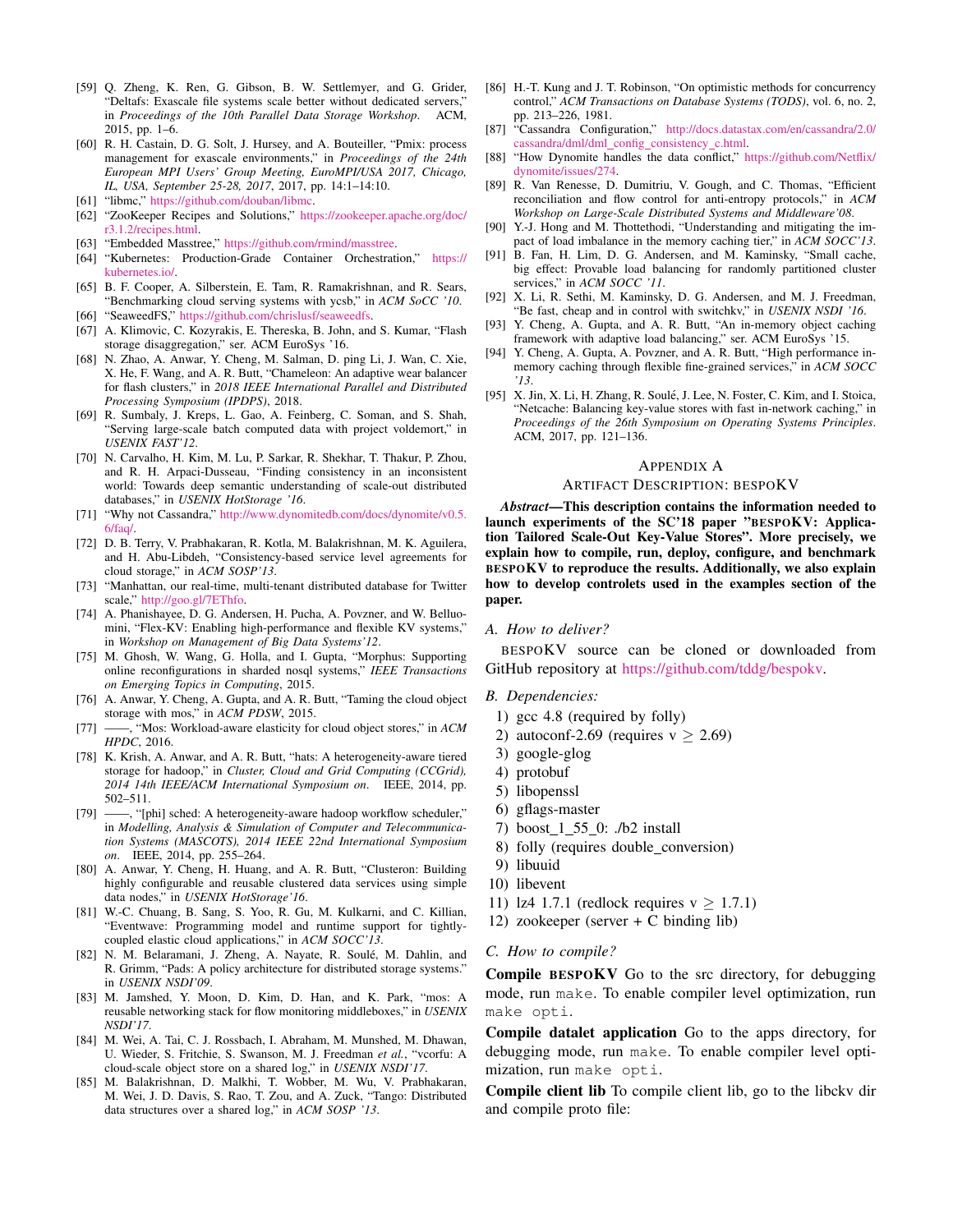[59] Q. Zheng, K. Ren, G. Gibson, B. W. Settlemyer, and G. Grider, "Deltafs: Exascale file systems scale better without dedicated servers," in *Proceedings of the 10th Parallel Data Storage Workshop*. ACM, 2015, pp. 1–6.

[60] R. H. Castain, D. G. Solt, J. Hursey, and A. Bouteiller, "Pmix: process management for exascale environments," in *Proceedings of the 24th European MPI Users' Group Meeting, EuroMPI/USA 2017, Chicago, IL, USA, September 25-28, 2017*, 2017, pp. 14:1–14:10.

[61] "libmc," https://github.com/douban/libmc.

[62] "ZooKeeper Recipes and Solutions," https://zookeeper.apache.org/doc/r3.1.2/recipes.html.

[63] "Embedded Masstree," https://github.com/rmind/masstree.

[64] "Kubernetes: Production-Grade Container Orchestration," https://kubernetes.io/.

[65] B. F. Cooper, A. Silberstein, E. Tam, R. Ramakrishnan, and R. Sears, "Benchmarking cloud serving systems with ycsb," in *ACM SoCC '10*.

[66] "SeaweedFS," https://github.com/chrislusf/seaweedfs.

[67] A. Klimovic, C. Kozyrakis, E. Thereska, B. John, and S. Kumar, "Flash storage disaggregation," ser. ACM EuroSys '16.

[68] N. Zhao, A. Anwar, Y. Cheng, M. Salman, D. ping Li, J. Wan, C. Xie, X. He, F. Wang, and A. R. Butt, "Chameleon: An adaptive wear balancer for flash clusters," in *2018 IEEE International Parallel and Distributed Processing Symposium (IPDPS)*, 2018.

[69] R. Sumbaly, J. Kreps, L. Gao, A. Feinberg, C. Soman, and S. Shah, "Serving large-scale batch computed data with project voldemort," in *USENIX FAST'12*.

[70] N. Carvalho, H. Kim, M. Lu, P. Sarkar, R. Shekhar, T. Thakur, P. Zhou, and R. H. Arpaci-Dusseau, "Finding consistency in an inconsistent world: Towards deep semantic understanding of scale-out distributed databases," in *USENIX HotStorage '16*.

[71] "Why not Cassandra," http://www.dynomitedb.com/docs/dynomite/v0.5.6/faq/.

[72] D. B. Terry, V. Prabhakaran, R. Kotla, M. Balakrishnan, M. K. Aguilera, and H. Abu-Libdeh, "Consistency-based service level agreements for cloud storage," in *ACM SOSP'13*.

[73] "Manhattan, our real-time, multi-tenant distributed database for Twitter scale," http://goo.gl/7EThfo.

[74] A. Phanishayee, D. G. Andersen, H. Pucha, A. Povzner, and W. Belluomini, "Flex-KV: Enabling high-performance and flexible KV systems," in *Workshop on Management of Big Data Systems'12*.

[75] M. Ghosh, W. Wang, G. Holla, and I. Gupta, "Morphus: Supporting online reconfigurations in sharded nosql systems," *IEEE Transactions on Emerging Topics in Computing*, 2015.

[76] A. Anwar, Y. Cheng, A. Gupta, and A. R. Butt, "Taming the cloud object storage with mos," in *ACM PDSW*, 2015.

[77] ——, "Mos: Workload-aware elasticity for cloud object stores," in *ACM HPDC*, 2016.

[78] K. Krish, A. Anwar, and A. R. Butt, "hats: A heterogeneity-aware tiered storage for hadoop," in *Cluster, Cloud and Grid Computing (CCGrid), 2014 14th IEEE/ACM International Symposium on*. IEEE, 2014, pp. 502–511.

[79] ——, "[phi] sched: A heterogeneity-aware hadoop workflow scheduler," in *Modelling, Analysis & Simulation of Computer and Telecommunication Systems (MASCOTS), 2014 IEEE 22nd International Symposium on*. IEEE, 2014, pp. 255–264.

[80] A. Anwar, Y. Cheng, H. Huang, and A. R. Butt, "Clusteron: Building highly configurable and reusable clustered data services using simple data nodes," in *USENIX HotStorage'16*.

[81] W.-C. Chuang, B. Sang, S. Yoo, R. Gu, M. Kulkarni, and C. Killian, "Eventwave: Programming model and runtime support for tightly-coupled elastic cloud applications," in *ACM SOCC'13*.

[82] N. M. Belaramani, J. Zheng, A. Nayate, R. Soulé, M. Dahlin, and R. Grimm, "Pads: A policy architecture for distributed storage systems." in *USENIX NSDI'09*.

[83] M. Jamshed, Y. Moon, D. Kim, D. Han, and K. Park, "mos: A reusable networking stack for flow monitoring middleboxes," in *USENIX NSDI'17*.

[84] M. Wei, A. Tai, C. J. Rossbach, I. Abraham, M. Munshed, M. Dhawan, U. Wieder, S. Fritchie, S. Swanson, M. J. Freedman *et al.*, "vcorfu: A cloud-scale object store on a shared log," in *USENIX NSDI'17*.

[85] M. Balakrishnan, D. Malkhi, T. Wobber, M. Wu, V. Prabhakaran, M. Wei, J. D. Davis, S. Rao, T. Zou, and A. Zuck, "Tango: Distributed data structures over a shared log," in *ACM SOSP '13*.

[86] H.-T. Kung and J. T. Robinson, "On optimistic methods for concurrency control," *ACM Transactions on Database Systems (TODS)*, vol. 6, no. 2, pp. 213–226, 1981.

[87] "Cassandra Configuration," http://docs.datastax.com/en/cassandra/2.0/cassandra/dml/dml_config_consistency_c.html.

[88] "How Dynomite handles the data conflict," https://github.com/Netflix/dynomite/issues/274.

[89] R. Van Renesse, D. Dumitriu, V. Gough, and C. Thomas, "Efficient reconciliation and flow control for anti-entropy protocols," in *ACM Workshop on Large-Scale Distributed Systems and Middleware'08*.

[90] Y.-J. Hong and M. Thottethodi, "Understanding and mitigating the impact of load imbalance in the memory caching tier," in *ACM SOCC'13*.

[91] B. Fan, H. Lim, D. G. Andersen, and M. Kaminsky, "Small cache, big effect: Provable load balancing for randomly partitioned cluster services," in *ACM SOCC '11*.

[92] X. Li, R. Sethi, M. Kaminsky, D. G. Andersen, and M. J. Freedman, "Be fast, cheap and in control with switchkv," in *USENIX NSDI '16*.

[93] Y. Cheng, A. Gupta, and A. R. Butt, "An in-memory object caching framework with adaptive load balancing," ser. ACM EuroSys '15.

[94] Y. Cheng, A. Gupta, A. Povzner, and A. R. Butt, "High performance in-memory caching through flexible fine-grained services," in *ACM SOCC '13*.

[95] X. Jin, X. Li, H. Zhang, R. Soulé, J. Lee, N. Foster, C. Kim, and I. Stoica, "Netcache: Balancing key-value stores with fast in-network caching," in *Proceedings of the 26th Symposium on Operating Systems Principles*. ACM, 2017, pp. 121–136.

# Appendix A
## Artifact Description: BESPOKV

***Abstract*—This description contains the information needed to launch experiments of the SC'18 paper "BESPOKV: Application Tailored Scale-Out Key-Value Stores". More precisely, we explain how to compile, run, deploy, configure, and benchmark BESPOKV to reproduce the results. Additionally, we also explain how to develop controlets used in the examples section of the paper.**

### *A. How to deliver?*

BESPOKV source can be cloned or downloaded from GitHub repository at https://github.com/tddg/bespokv.

### *B. Dependencies:*

1) gcc 4.8 (required by folly)
2) autoconf-2.69 (requires v $\geq$ 2.69)
3) google-glog
4) protobuf
5) libopenssl
6) gflags-master
7) boost_1_55_0: ./b2 install
8) folly (requires double_conversion)
9) libuuid
10) libevent
11) lz4 1.7.1 (redlock requires v $\geq$ 1.7.1)
12) zookeeper (server + C binding lib)

### *C. How to compile?*

**Compile BESPOKV** Go to the src directory, for debugging mode, run `make`. To enable compiler level optimization, run `make opti`.

**Compile datalet application** Go to the apps directory, for debugging mode, run `make`. To enable compiler level optimization, run `make opti`.

**Compile client lib** To compile client lib, go to the libckv dir and compile proto file: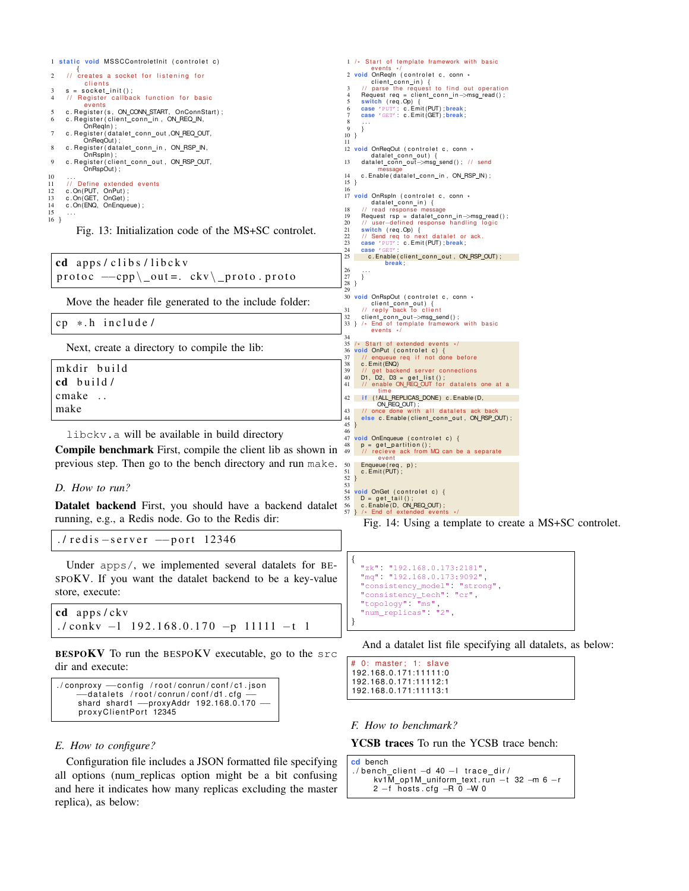```c
static void MSSCControletInit (controlet c) {
  // creates a socket for listening for clients
  s = socket_init();
  // Register callback function for basic events
  c.Register(s, ON_CONN_START, OnConnStart);
  c.Register(client_conn_in, ON_REQ_IN, OnReqIn);
  c.Register(datalet_conn_out, ON_REQ_OUT, OnReqOut);
  c.Register(datalet_conn_in, ON_RSP_IN, OnRspIn);
  c.Register(client_conn_out, ON_RSP_OUT, OnRspOut);
  ...
  // Define extended events
  c.On(PUT, OnPut);
  c.On(GET, OnGet);
  c.On(ENQ, OnEnqueue);
  ...
}
```

Fig. 13: Initialization code of the MS+SC controlet.

```
cd apps/clibs/libckv
protoc --cpp\_out=. ckv\_proto.proto
```

Move the header file generated to the include folder:

```
cp *.h include/
```

Next, create a directory to compile the lib:

```
mkdir build
cd build/
cmake ..
make
```

`libckv.a` will be available in build directory

**Compile benchmark** First, compile the client lib as shown in previous step. Then go to the bench directory and run `make`.

### D. How to run?

**Datalet backend** First, you should have a backend datalet running, e.g., a Redis node. Go to the Redis dir:

```
./redis-server --port 12346
```

Under `apps/`, we implemented several datalets for BESPOKV. If you want the datalet backend to be a key-value store, execute:

```
cd apps/ckv
./conkv -l 192.168.0.170 -p 11111 -t 1
```

**BESPOKV** To run the BESPOKV executable, go to the `src` dir and execute:

```
./conproxy --config /root/conrun/conf/c1.json
  --datalets /root/conrun/conf/d1.cfg --
  shard shard1 --proxyAddr 192.168.0.170 --
  proxyClientPort 12345
```

### E. How to configure?

Configuration file includes a JSON formatted file specifying all options (num_replicas option might be a bit confusing and here it indicates how many replicas excluding the master replica), as below:

```c
/* Start of template framework with basic events */
void OnReqIn (controlet c, conn * client_conn_in) {
  // parse the request to find out operation
  Request req = client_conn_in->msg_read();
  switch (req.Op) {
  case 'PUT': c.Emit(PUT);break;
  case 'GET': c.Emit(GET);break;
  ...
  }
}

void OnReqOut (controlet c, conn * datalet_conn_out) {
  datalet_conn_out->msg_send(); // send message
  c.Enable(datalet_conn_in, ON_RSP_IN);
}

void OnRspIn (controlet c, conn * datalet_conn_in) {
  // read response message
  Request rsp = datalet_conn_in->msg_read();
  // user-defined response handling logic
  switch (req.Op) {
  // Send req to next datalet or ack.
  case 'PUT': c.Emit(PUT);break;
  case 'GET':
    c.Enable(client_conn_out, ON_RSP_OUT);
    break;
  ...
  }
}

void OnRspOut (controlet c, conn * client_conn_out) {
  // reply back to client
  client_conn_out->msg_send();
} /* End of template framework with basic events */

/* Start of extended events */
void OnPut (controlet c) {
  // enqueue req if not done before
  c.Emit(ENQ)
  // get backend server connections
  D1, D2, D3 = get_list();
  // enable ON_REQ_OUT for datalets one at a time
  if (!ALL_REPLICAS_DONE) c.Enable(D, ON_REQ_OUT);
  // once done with all datalets ack back
  else c.Enable(client_conn_out, ON_RSP_OUT);
}

void OnEnqueue (controlet c) {
  p = get_partition();
  // recieve ack from MQ can be a separate event
  Enqueue(req, p);
  c.Emit(PUT);
}

void OnGet (controlet c) {
  D = get_tail();
  c.Enable(D, ON_REQ_OUT);
} /* End of extended events */
```

Fig. 14: Using a template to create a MS+SC controlet.

```json
{
  "zk": "192.168.0.173:2181",
  "mq": "192.168.0.173:9092",
  "consistency_model": "strong",
  "consistency_tech": "cr",
  "topology": "ms",
  "num_replicas": "2",
}
```

And a datalet list file specifying all datalets, as below:

```
# 0: master; 1: slave
192.168.0.171:11111:0
192.168.0.171:11112:1
192.168.0.171:11113:1
```

### F. How to benchmark?

**YCSB traces** To run the YCSB trace bench:

```
cd bench
./bench_client -d 40 -l trace_dir/
  kv1M_op1M_uniform_text.run -t 32 -m 6 -r
  2 -f hosts.cfg -R 0 -W 0
```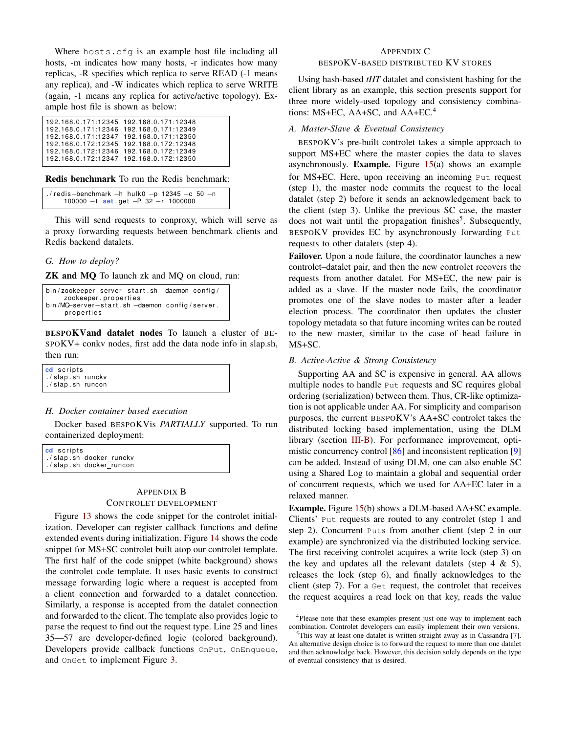Where `hosts.cfg` is an example host file including all hosts, -m indicates how many hosts, -r indicates how many replicas, -R specifies which replica to serve READ (-1 means any replica), and -W indicates which replica to serve WRITE (again, -1 means any replica for active/active topology). Example host file is shown as below:

```
192.168.0.171:12345 192.168.0.171:12348
192.168.0.171:12346 192.168.0.171:12349
192.168.0.171:12347 192.168.0.171:12350
192.168.0.172:12345 192.168.0.172:12348
192.168.0.172:12346 192.168.0.172:12349
192.168.0.172:12347 192.168.0.172:12350
```

**Redis benchmark** To run the Redis benchmark:

```
./redis-benchmark -h hulk0 -p 12345 -c 50 -n
    100000 -t set,get -P 32 -r 1000000
```

This will send requests to conproxy, which will serve as a proxy forwarding requests between benchmark clients and Redis backend datalets.

### G. How to deploy?

**ZK and MQ** To launch zk and MQ on cloud, run:

```
bin/zookeeper-server-start.sh -daemon config/
    zookeeper.properties
bin/MQ-server-start.sh -daemon config/server.
    properties
```

**BESPOKVand datalet nodes** To launch a cluster of BESPOKV+ conkv nodes, first add the data node info in slap.sh, then run:

```
cd scripts
./slap.sh runckv
./slap.sh runcon
```

### H. Docker container based execution

Docker based BESPOKVis *PARTIALLY* supported. To run containerized deployment:

```
cd scripts
./slap.sh docker_runckv
./slap.sh docker_runcon
```

## Appendix B
## Controlet Development

Figure 13 shows the code snippet for the controlet initialization. Developer can register callback functions and define extended events during initialization. Figure 14 shows the code snippet for MS+SC controlet built atop our controlet template. The first half of the code snippet (white background) shows the controlet code template. It uses basic events to construct message forwarding logic where a request is accepted from a client connection and forwarded to a datalet connection. Similarly, a response is accepted from the datalet connection and forwarded to the client. The template also provides logic to parse the request to find out the request type. Line 25 and lines 35—57 are developer-defined logic (colored background). Developers provide callback functions `OnPut`, `OnEnqueue`, and `OnGet` to implement Figure 3.

## Appendix C
## BespoKV-based Distributed KV Stores

Using hash-based *tHT* datalet and consistent hashing for the client library as an example, this section presents support for three more widely-used topology and consistency combinations: MS+EC, AA+SC, and AA+EC.[4]

### A. Master-Slave & Eventual Consistency

BESPOKV's pre-built controlet takes a simple approach to support MS+EC where the master copies the data to slaves asynchronously. **Example.** Figure 15(a) shows an example for MS+EC. Here, upon receiving an incoming `Put` request (step 1), the master node commits the request to the local datalet (step 2) before it sends an acknowledgement back to the client (step 3). Unlike the previous SC case, the master does not wait until the propagation finishes[5]. Subsequently, BESPOKV provides EC by asynchronously forwarding `Put` requests to other datalets (step 4).

**Failover.** Upon a node failure, the coordinator launches a new controlet–datalet pair, and then the new controlet recovers the requests from another datalet. For MS+EC, the new pair is added as a slave. If the master node fails, the coordinator promotes one of the slave nodes to master after a leader election process. The coordinator then updates the cluster topology metadata so that future incoming writes can be routed to the new master, similar to the case of head failure in MS+SC.

### B. Active-Active & Strong Consistency

Supporting AA and SC is expensive in general. AA allows multiple nodes to handle `Put` requests and SC requires global ordering (serialization) between them. Thus, CR-like optimization is not applicable under AA. For simplicity and comparison purposes, the current BESPOKV's AA+SC controlet takes the distributed locking based implementation, using the DLM library (section III-B). For performance improvement, optimistic concurrency control [86] and inconsistent replication [9] can be added. Instead of using DLM, one can also enable SC using a Shared Log to maintain a global and sequential order of concurrent requests, which we used for AA+EC later in a relaxed manner.

**Example.** Figure 15(b) shows a DLM-based AA+SC example. Clients' `Put` requests are routed to any controlet (step 1 and step 2). Concurrent `Put`s from another client (step 2 in our example) are synchronized via the distributed locking service. The first receiving controlet acquires a write lock (step 3) on the key and updates all the relevant datalets (step 4 & 5), releases the lock (step 6), and finally acknowledges to the client (step 7). For a `Get` request, the controlet that receives the request acquires a read lock on that key, reads the value

[4] Please note that these examples present just one way to implement each combination. Controlet developers can easily implement their own versions.

[5] This way at least one datalet is written straight away as in Cassandra [7]. An alternative design choice is to forward the request to more than one datalet and then acknowledge back. However, this decision solely depends on the type of eventual consistency that is desired.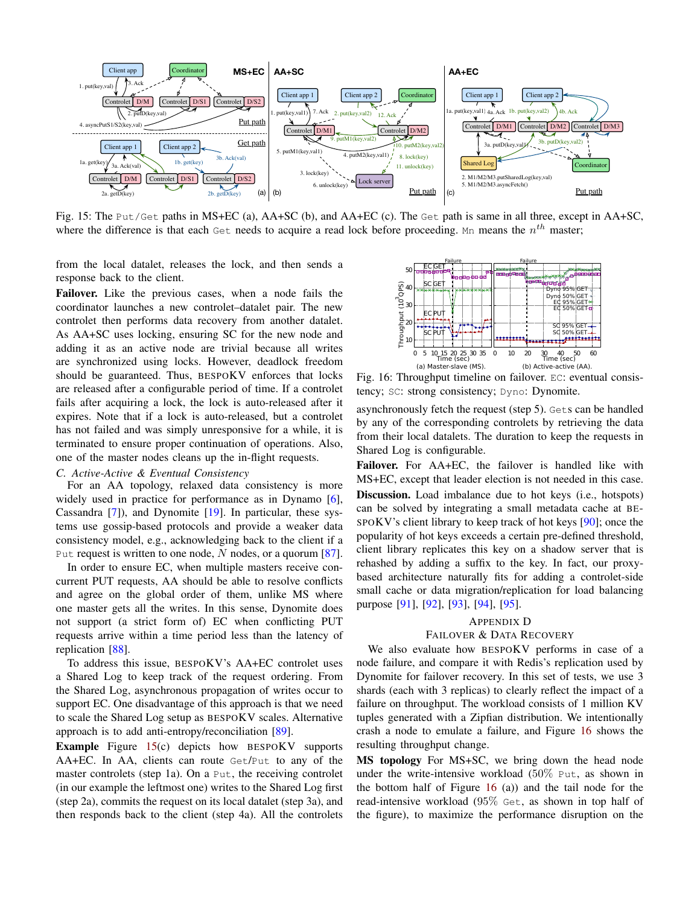Fig. 15: The Put/Get paths in MS+EC (a), AA+SC (b), and AA+EC (c). The Get path is same in all three, except in AA+SC, where the difference is that each Get needs to acquire a read lock before proceeding. Mn means the $n^{th}$ master;

from the local datalet, releases the lock, and then sends a response back to the client.

**Failover.** Like the previous cases, when a node fails the coordinator launches a new controlet–datalet pair. The new controlet then performs data recovery from another datalet. As AA+SC uses locking, ensuring SC for the new node and adding it as an active node are trivial because all writes are synchronized using locks. However, deadlock freedom should be guaranteed. Thus, BESPOKV enforces that locks are released after a configurable period of time. If a controlet fails after acquiring a lock, the lock is auto-released after it expires. Note that if a lock is auto-released, but a controlet has not failed and was simply unresponsive for a while, it is terminated to ensure proper continuation of operations. Also, one of the master nodes cleans up the in-flight requests.

### C. Active-Active & Eventual Consistency

For an AA topology, relaxed data consistency is more widely used in practice for performance as in Dynamo [6], Cassandra [7]), and Dynomite [19]. In particular, these systems use gossip-based protocols and provide a weaker data consistency model, e.g., acknowledging back to the client if a Put request is written to one node, $N$ nodes, or a quorum [87].

In order to ensure EC, when multiple masters receive concurrent PUT requests, AA should be able to resolve conflicts and agree on the global order of them, unlike MS where one master gets all the writes. In this sense, Dynomite does not support (a strict form of) EC when conflicting PUT requests arrive within a time period less than the latency of replication [88].

To address this issue, BESPOKV's AA+EC controlet uses a Shared Log to keep track of the request ordering. From the Shared Log, asynchronous propagation of writes occur to support EC. One disadvantage of this approach is that we need to scale the Shared Log setup as BESPOKV scales. Alternative approach is to add anti-entropy/reconciliation [89].

**Example** Figure 15(c) depicts how BESPOKV supports AA+EC. In AA, clients can route Get/Put to any of the master controlets (step 1a). On a Put, the receiving controlet (in our example the leftmost one) writes to the Shared Log first (step 2a), commits the request on its local datalet (step 3a), and then responds back to the client (step 4a). All the controlets asynchronously fetch the request (step 5). Gets can be handled by any of the corresponding controlets by retrieving the data from their local datalets. The duration to keep the requests in Shared Log is configurable.

Fig. 16: Throughput timeline on failover. EC: eventual consistency; SC: strong consistency; Dyno: Dynomite.

**Failover.** For AA+EC, the failover is handled like with MS+EC, except that leader election is not needed in this case.

**Discussion.** Load imbalance due to hot keys (i.e., hotspots) can be solved by integrating a small metadata cache in BESPOKV's client library to keep track of hot keys [90]; once the popularity of hot keys exceeds a certain pre-defined threshold, client library replicates this key on a shadow server that is rehashed by adding a suffix to the key. In fact, our proxy-based architecture naturally fits for adding a controlet-side small cache or data migration/replication for load balancing purpose [91], [92], [93], [94], [95].

## APPENDIX D
## FAILOVER & DATA RECOVERY

We also evaluate how BESPOKV performs in case of a node failure, and compare it with Redis's replication used by Dynomite for failover recovery. In this set of tests, we use 3 shards (each with 3 replicas) to clearly reflect the impact of a failure on throughput. The workload consists of 1 million KV tuples generated with a Zipfian distribution. We intentionally crash a node to emulate a failure, and Figure 16 shows the resulting throughput change.

**MS topology** For MS+SC, we bring down the head node under the write-intensive workload (50% Put, as shown in the bottom half of Figure 16 (a)) and the tail node for the read-intensive workload (95% Get, as shown in top half of the figure), to maximize the performance disruption on the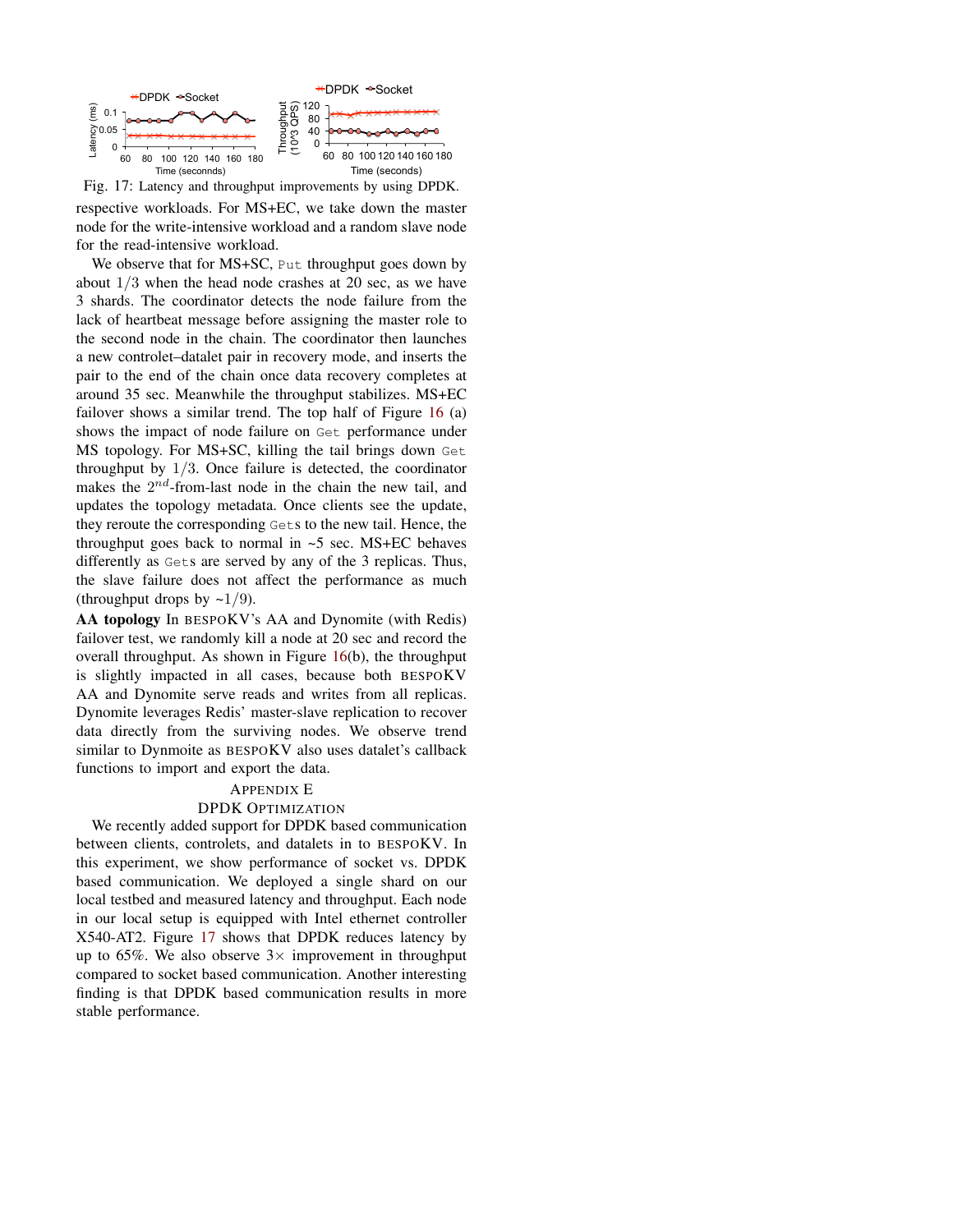DPDK Socket

Latency (ms)

0.1

0.05

0

60 80 100 120 140 160 180

Time (seconnds)

DPDK Socket

Throughput (10^3 QPS)

120

80

40

0

60 80 100 120 140 160 180

Time (seconds)

Fig. 17: Latency and throughput improvements by using DPDK.

respective workloads. For MS+EC, we take down the master node for the write-intensive workload and a random slave node for the read-intensive workload.

We observe that for MS+SC, `Put` throughput goes down by about $1/3$ when the head node crashes at 20 sec, as we have 3 shards. The coordinator detects the node failure from the lack of heartbeat message before assigning the master role to the second node in the chain. The coordinator then launches a new controlet–datalet pair in recovery mode, and inserts the pair to the end of the chain once data recovery completes at around 35 sec. Meanwhile the throughput stabilizes. MS+EC failover shows a similar trend. The top half of Figure 16 (a) shows the impact of node failure on `Get` performance under MS topology. For MS+SC, killing the tail brings down `Get` throughput by $1/3$. Once failure is detected, the coordinator makes the $2^{nd}$-from-last node in the chain the new tail, and updates the topology metadata. Once clients see the update, they reroute the corresponding `Get`s to the new tail. Hence, the throughput goes back to normal in ~5 sec. MS+EC behaves differently as `Get`s are served by any of the 3 replicas. Thus, the slave failure does not affect the performance as much (throughput drops by ~$1/9$).

**AA topology** In BESPOKV's AA and Dynomite (with Redis) failover test, we randomly kill a node at 20 sec and record the overall throughput. As shown in Figure 16(b), the throughput is slightly impacted in all cases, because both BESPOKV AA and Dynomite serve reads and writes from all replicas. Dynomite leverages Redis' master-slave replication to recover data directly from the surviving nodes. We observe trend similar to Dynmoite as BESPOKV also uses datalet's callback functions to import and export the data.

## APPENDIX E
## DPDK OPTIMIZATION

We recently added support for DPDK based communication between clients, controlets, and datalets in to BESPOKV. In this experiment, we show performance of socket vs. DPDK based communication. We deployed a single shard on our local testbed and measured latency and throughput. Each node in our local setup is equipped with Intel ethernet controller X540-AT2. Figure 17 shows that DPDK reduces latency by up to 65%. We also observe $3\times$ improvement in throughput compared to socket based communication. Another interesting finding is that DPDK based communication results in more stable performance.